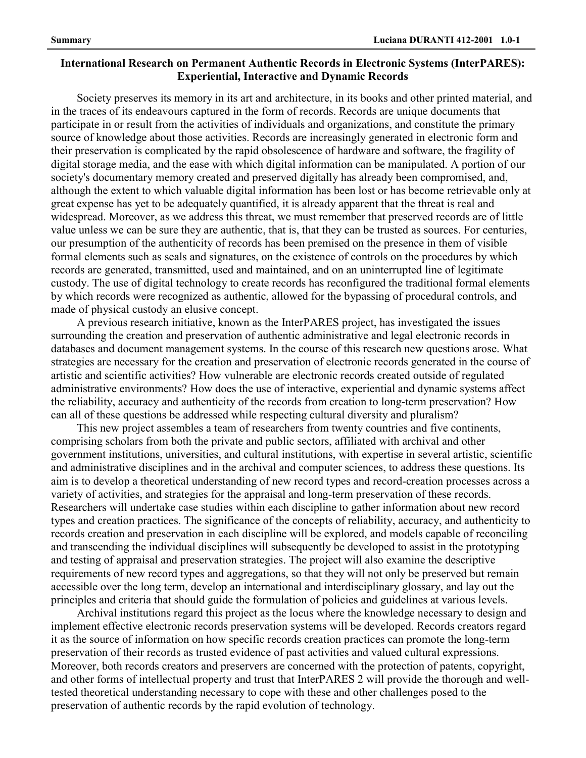## International Research on Permanent Authentic Records in Electronic Systems (InterPARES): Experiential, Interactive and Dynamic Records

Society preserves its memory in its art and architecture, in its books and other printed material, and in the traces of its endeavours captured in the form of records. Records are unique documents that participate in or result from the activities of individuals and organizations, and constitute the primary source of knowledge about those activities. Records are increasingly generated in electronic form and their preservation is complicated by the rapid obsolescence of hardware and software, the fragility of digital storage media, and the ease with which digital information can be manipulated. A portion of our society's documentary memory created and preserved digitally has already been compromised, and, although the extent to which valuable digital information has been lost or has become retrievable only at great expense has yet to be adequately quantified, it is already apparent that the threat is real and widespread. Moreover, as we address this threat, we must remember that preserved records are of little value unless we can be sure they are authentic, that is, that they can be trusted as sources. For centuries, our presumption of the authenticity of records has been premised on the presence in them of visible formal elements such as seals and signatures, on the existence of controls on the procedures by which records are generated, transmitted, used and maintained, and on an uninterrupted line of legitimate custody. The use of digital technology to create records has reconfigured the traditional formal elements by which records were recognized as authentic, allowed for the bypassing of procedural controls, and made of physical custody an elusive concept.

A previous research initiative, known as the InterPARES project, has investigated the issues surrounding the creation and preservation of authentic administrative and legal electronic records in databases and document management systems. In the course of this research new questions arose. What strategies are necessary for the creation and preservation of electronic records generated in the course of artistic and scientific activities? How vulnerable are electronic records created outside of regulated administrative environments? How does the use of interactive, experiential and dynamic systems affect the reliability, accuracy and authenticity of the records from creation to long-term preservation? How can all of these questions be addressed while respecting cultural diversity and pluralism?

This new project assembles a team of researchers from twenty countries and five continents, comprising scholars from both the private and public sectors, affiliated with archival and other government institutions, universities, and cultural institutions, with expertise in several artistic, scientific and administrative disciplines and in the archival and computer sciences, to address these questions. Its aim is to develop a theoretical understanding of new record types and record-creation processes across a variety of activities, and strategies for the appraisal and long-term preservation of these records. Researchers will undertake case studies within each discipline to gather information about new record types and creation practices. The significance of the concepts of reliability, accuracy, and authenticity to records creation and preservation in each discipline will be explored, and models capable of reconciling and transcending the individual disciplines will subsequently be developed to assist in the prototyping and testing of appraisal and preservation strategies. The project will also examine the descriptive requirements of new record types and aggregations, so that they will not only be preserved but remain accessible over the long term, develop an international and interdisciplinary glossary, and lay out the principles and criteria that should guide the formulation of policies and guidelines at various levels.

Archival institutions regard this project as the locus where the knowledge necessary to design and implement effective electronic records preservation systems will be developed. Records creators regard it as the source of information on how specific records creation practices can promote the long-term preservation of their records as trusted evidence of past activities and valued cultural expressions. Moreover, both records creators and preservers are concerned with the protection of patents, copyright, and other forms of intellectual property and trust that InterPARES 2 will provide the thorough and well-tested theoretical understanding necessary to cope with these and other challenges posed to the preservation of authentic records by the rapid evolution of technology.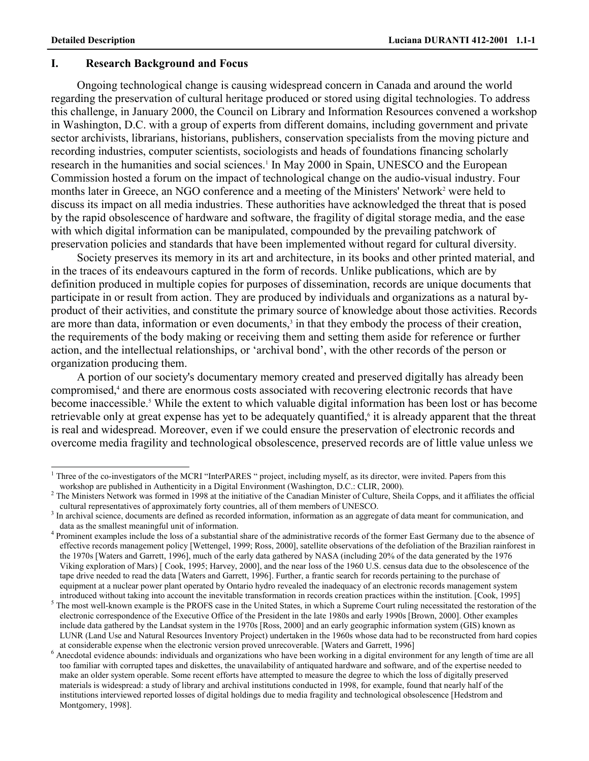## I. Research Background and Focus

Ongoing technological change is causing widespread concern in Canada and around the world regarding the preservation of cultural heritage produced or stored using digital technologies. To address this challenge, in January 2000, the Council on Library and Information Resources convened a workshop in Washington, D.C. with a group of experts from different domains, including government and private sector archivists, librarians, historians, publishers, conservation specialists from the moving picture and recording industries, computer scientists, sociologists and heads of foundations financing scholarly research in the humanities and social sciences.[1] In May 2000 in Spain, UNESCO and the European Commission hosted a forum on the impact of technological change on the audio-visual industry. Four months later in Greece, an NGO conference and a meeting of the Ministers' Network[2] were held to discuss its impact on all media industries. These authorities have acknowledged the threat that is posed by the rapid obsolescence of hardware and software, the fragility of digital storage media, and the ease with which digital information can be manipulated, compounded by the prevailing patchwork of preservation policies and standards that have been implemented without regard for cultural diversity.

Society preserves its memory in its art and architecture, in its books and other printed material, and in the traces of its endeavours captured in the form of records. Unlike publications, which are by definition produced in multiple copies for purposes of dissemination, records are unique documents that participate in or result from action. They are produced by individuals and organizations as a natural by-product of their activities, and constitute the primary source of knowledge about those activities. Records are more than data, information or even documents,[3] in that they embody the process of their creation, the requirements of the body making or receiving them and setting them aside for reference or further action, and the intellectual relationships, or 'archival bond', with the other records of the person or organization producing them.

A portion of our society's documentary memory created and preserved digitally has already been compromised,[4] and there are enormous costs associated with recovering electronic records that have become inaccessible.[5] While the extent to which valuable digital information has been lost or has become retrievable only at great expense has yet to be adequately quantified,[6] it is already apparent that the threat is real and widespread. Moreover, even if we could ensure the preservation of electronic records and overcome media fragility and technological obsolescence, preserved records are of little value unless we

---

[1] Three of the co-investigators of the MCRI "InterPARES " project, including myself, as its director, were invited. Papers from this workshop are published in Authenticity in a Digital Environment (Washington, D.C.: CLIR, 2000).

[2] The Ministers Network was formed in 1998 at the initiative of the Canadian Minister of Culture, Sheila Copps, and it affiliates the official cultural representatives of approximately forty countries, all of them members of UNESCO.

[3] In archival science, documents are defined as recorded information, information as an aggregate of data meant for communication, and data as the smallest meaningful unit of information.

[4] Prominent examples include the loss of a substantial share of the administrative records of the former East Germany due to the absence of effective records management policy [Wettengel, 1999; Ross, 2000], satellite observations of the defoliation of the Brazilian rainforest in the 1970s [Waters and Garrett, 1996], much of the early data gathered by NASA (including 20% of the data generated by the 1976 Viking exploration of Mars) [ Cook, 1995; Harvey, 2000], and the near loss of the 1960 U.S. census data due to the obsolescence of the tape drive needed to read the data [Waters and Garrett, 1996]. Further, a frantic search for records pertaining to the purchase of equipment at a nuclear power plant operated by Ontario hydro revealed the inadequacy of an electronic records management system introduced without taking into account the inevitable transformation in records creation practices within the institution. [Cook, 1995]

[5] The most well-known example is the PROFS case in the United States, in which a Supreme Court ruling necessitated the restoration of the electronic correspondence of the Executive Office of the President in the late 1980s and early 1990s [Brown, 2000]. Other examples include data gathered by the Landsat system in the 1970s [Ross, 2000] and an early geographic information system (GIS) known as LUNR (Land Use and Natural Resources Inventory Project) undertaken in the 1960s whose data had to be reconstructed from hard copies at considerable expense when the electronic version proved unrecoverable. [Waters and Garrett, 1996]

[6] Anecdotal evidence abounds: individuals and organizations who have been working in a digital environment for any length of time are all too familiar with corrupted tapes and diskettes, the unavailability of antiquated hardware and software, and of the expertise needed to make an older system operable. Some recent efforts have attempted to measure the degree to which the loss of digitally preserved materials is widespread: a study of library and archival institutions conducted in 1998, for example, found that nearly half of the institutions interviewed reported losses of digital holdings due to media fragility and technological obsolescence [Hedstrom and Montgomery, 1998].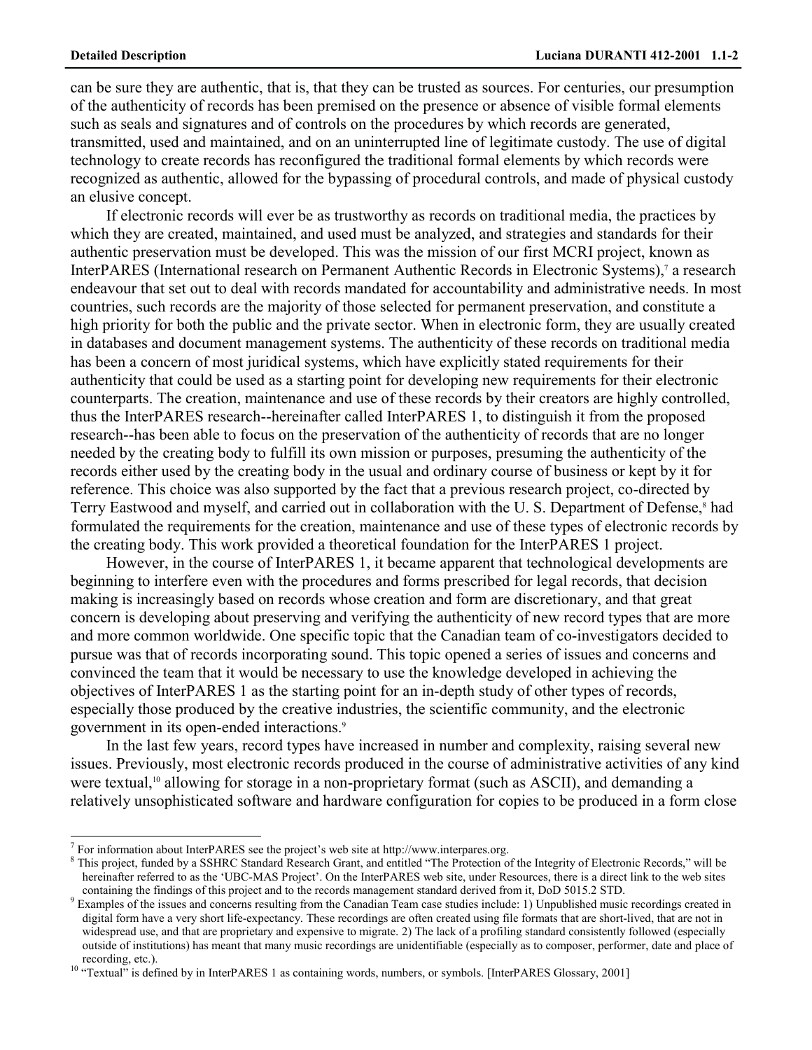can be sure they are authentic, that is, that they can be trusted as sources. For centuries, our presumption of the authenticity of records has been premised on the presence or absence of visible formal elements such as seals and signatures and of controls on the procedures by which records are generated, transmitted, used and maintained, and on an uninterrupted line of legitimate custody. The use of digital technology to create records has reconfigured the traditional formal elements by which records were recognized as authentic, allowed for the bypassing of procedural controls, and made of physical custody an elusive concept.

If electronic records will ever be as trustworthy as records on traditional media, the practices by which they are created, maintained, and used must be analyzed, and strategies and standards for their authentic preservation must be developed. This was the mission of our first MCRI project, known as InterPARES (International research on Permanent Authentic Records in Electronic Systems),[7] a research endeavour that set out to deal with records mandated for accountability and administrative needs. In most countries, such records are the majority of those selected for permanent preservation, and constitute a high priority for both the public and the private sector. When in electronic form, they are usually created in databases and document management systems. The authenticity of these records on traditional media has been a concern of most juridical systems, which have explicitly stated requirements for their authenticity that could be used as a starting point for developing new requirements for their electronic counterparts. The creation, maintenance and use of these records by their creators are highly controlled, thus the InterPARES research--hereinafter called InterPARES 1, to distinguish it from the proposed research--has been able to focus on the preservation of the authenticity of records that are no longer needed by the creating body to fulfill its own mission or purposes, presuming the authenticity of the records either used by the creating body in the usual and ordinary course of business or kept by it for reference. This choice was also supported by the fact that a previous research project, co-directed by Terry Eastwood and myself, and carried out in collaboration with the U. S. Department of Defense,[8] had formulated the requirements for the creation, maintenance and use of these types of electronic records by the creating body. This work provided a theoretical foundation for the InterPARES 1 project.

However, in the course of InterPARES 1, it became apparent that technological developments are beginning to interfere even with the procedures and forms prescribed for legal records, that decision making is increasingly based on records whose creation and form are discretionary, and that great concern is developing about preserving and verifying the authenticity of new record types that are more and more common worldwide. One specific topic that the Canadian team of co-investigators decided to pursue was that of records incorporating sound. This topic opened a series of issues and concerns and convinced the team that it would be necessary to use the knowledge developed in achieving the objectives of InterPARES 1 as the starting point for an in-depth study of other types of records, especially those produced by the creative industries, the scientific community, and the electronic government in its open-ended interactions.[9]

In the last few years, record types have increased in number and complexity, raising several new issues. Previously, most electronic records produced in the course of administrative activities of any kind were textual,[10] allowing for storage in a non-proprietary format (such as ASCII), and demanding a relatively unsophisticated software and hardware configuration for copies to be produced in a form close

---

[7] For information about InterPARES see the project's web site at http://www.interpares.org.

[8] This project, funded by a SSHRC Standard Research Grant, and entitled "The Protection of the Integrity of Electronic Records," will be hereinafter referred to as the 'UBC-MAS Project'. On the InterPARES web site, under Resources, there is a direct link to the web sites containing the findings of this project and to the records management standard derived from it, DoD 5015.2 STD.

[9] Examples of the issues and concerns resulting from the Canadian Team case studies include: 1) Unpublished music recordings created in digital form have a very short life-expectancy. These recordings are often created using file formats that are short-lived, that are not in widespread use, and that are proprietary and expensive to migrate. 2) The lack of a profiling standard consistently followed (especially outside of institutions) has meant that many music recordings are unidentifiable (especially as to composer, performer, date and place of recording, etc.).

[10] "Textual" is defined by in InterPARES 1 as containing words, numbers, or symbols. [InterPARES Glossary, 2001]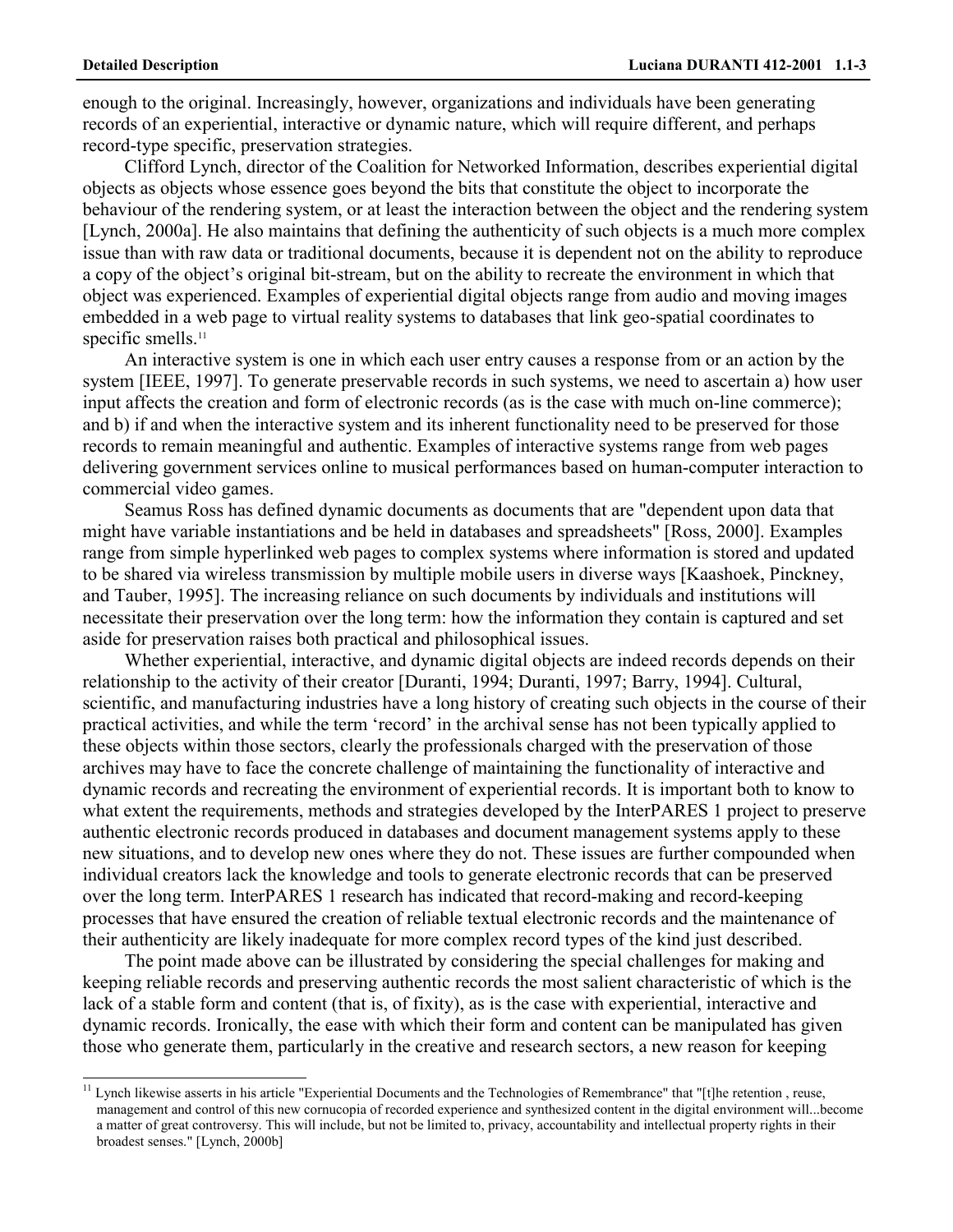enough to the original. Increasingly, however, organizations and individuals have been generating records of an experiential, interactive or dynamic nature, which will require different, and perhaps record-type specific, preservation strategies.

Clifford Lynch, director of the Coalition for Networked Information, describes experiential digital objects as objects whose essence goes beyond the bits that constitute the object to incorporate the behaviour of the rendering system, or at least the interaction between the object and the rendering system [Lynch, 2000a]. He also maintains that defining the authenticity of such objects is a much more complex issue than with raw data or traditional documents, because it is dependent not on the ability to reproduce a copy of the object's original bit-stream, but on the ability to recreate the environment in which that object was experienced. Examples of experiential digital objects range from audio and moving images embedded in a web page to virtual reality systems to databases that link geo-spatial coordinates to specific smells.[11]

An interactive system is one in which each user entry causes a response from or an action by the system [IEEE, 1997]. To generate preservable records in such systems, we need to ascertain a) how user input affects the creation and form of electronic records (as is the case with much on-line commerce); and b) if and when the interactive system and its inherent functionality need to be preserved for those records to remain meaningful and authentic. Examples of interactive systems range from web pages delivering government services online to musical performances based on human-computer interaction to commercial video games.

Seamus Ross has defined dynamic documents as documents that are "dependent upon data that might have variable instantiations and be held in databases and spreadsheets" [Ross, 2000]. Examples range from simple hyperlinked web pages to complex systems where information is stored and updated to be shared via wireless transmission by multiple mobile users in diverse ways [Kaashoek, Pinckney, and Tauber, 1995]. The increasing reliance on such documents by individuals and institutions will necessitate their preservation over the long term: how the information they contain is captured and set aside for preservation raises both practical and philosophical issues.

Whether experiential, interactive, and dynamic digital objects are indeed records depends on their relationship to the activity of their creator [Duranti, 1994; Duranti, 1997; Barry, 1994]. Cultural, scientific, and manufacturing industries have a long history of creating such objects in the course of their practical activities, and while the term 'record' in the archival sense has not been typically applied to these objects within those sectors, clearly the professionals charged with the preservation of those archives may have to face the concrete challenge of maintaining the functionality of interactive and dynamic records and recreating the environment of experiential records. It is important both to know to what extent the requirements, methods and strategies developed by the InterPARES 1 project to preserve authentic electronic records produced in databases and document management systems apply to these new situations, and to develop new ones where they do not. These issues are further compounded when individual creators lack the knowledge and tools to generate electronic records that can be preserved over the long term. InterPARES 1 research has indicated that record-making and record-keeping processes that have ensured the creation of reliable textual electronic records and the maintenance of their authenticity are likely inadequate for more complex record types of the kind just described.

The point made above can be illustrated by considering the special challenges for making and keeping reliable records and preserving authentic records the most salient characteristic of which is the lack of a stable form and content (that is, of fixity), as is the case with experiential, interactive and dynamic records. Ironically, the ease with which their form and content can be manipulated has given those who generate them, particularly in the creative and research sectors, a new reason for keeping

---

[11] Lynch likewise asserts in his article "Experiential Documents and the Technologies of Remembrance" that "[t]he retention , reuse, management and control of this new cornucopia of recorded experience and synthesized content in the digital environment will...become a matter of great controversy. This will include, but not be limited to, privacy, accountability and intellectual property rights in their broadest senses." [Lynch, 2000b]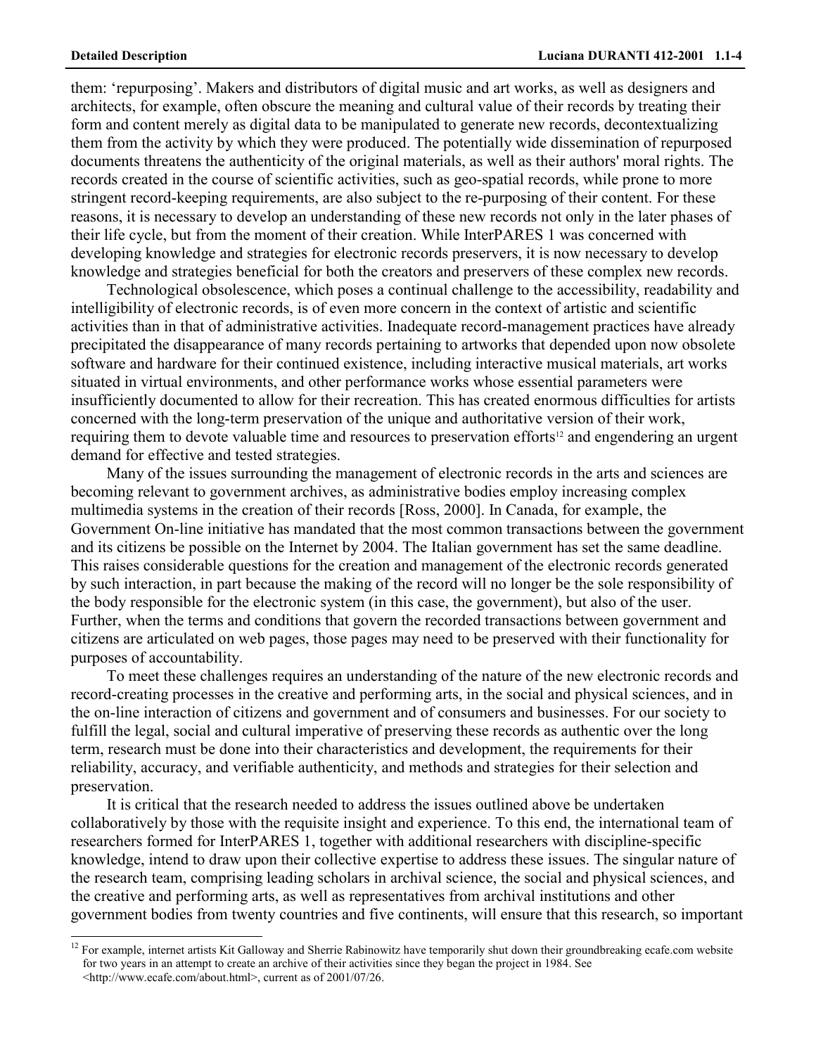them: 'repurposing'. Makers and distributors of digital music and art works, as well as designers and architects, for example, often obscure the meaning and cultural value of their records by treating their form and content merely as digital data to be manipulated to generate new records, decontextualizing them from the activity by which they were produced. The potentially wide dissemination of repurposed documents threatens the authenticity of the original materials, as well as their authors' moral rights. The records created in the course of scientific activities, such as geo-spatial records, while prone to more stringent record-keeping requirements, are also subject to the re-purposing of their content. For these reasons, it is necessary to develop an understanding of these new records not only in the later phases of their life cycle, but from the moment of their creation. While InterPARES 1 was concerned with developing knowledge and strategies for electronic records preservers, it is now necessary to develop knowledge and strategies beneficial for both the creators and preservers of these complex new records.

Technological obsolescence, which poses a continual challenge to the accessibility, readability and intelligibility of electronic records, is of even more concern in the context of artistic and scientific activities than in that of administrative activities. Inadequate record-management practices have already precipitated the disappearance of many records pertaining to artworks that depended upon now obsolete software and hardware for their continued existence, including interactive musical materials, art works situated in virtual environments, and other performance works whose essential parameters were insufficiently documented to allow for their recreation. This has created enormous difficulties for artists concerned with the long-term preservation of the unique and authoritative version of their work, requiring them to devote valuable time and resources to preservation efforts[12] and engendering an urgent demand for effective and tested strategies.

Many of the issues surrounding the management of electronic records in the arts and sciences are becoming relevant to government archives, as administrative bodies employ increasing complex multimedia systems in the creation of their records [Ross, 2000]. In Canada, for example, the Government On-line initiative has mandated that the most common transactions between the government and its citizens be possible on the Internet by 2004. The Italian government has set the same deadline. This raises considerable questions for the creation and management of the electronic records generated by such interaction, in part because the making of the record will no longer be the sole responsibility of the body responsible for the electronic system (in this case, the government), but also of the user. Further, when the terms and conditions that govern the recorded transactions between government and citizens are articulated on web pages, those pages may need to be preserved with their functionality for purposes of accountability.

To meet these challenges requires an understanding of the nature of the new electronic records and record-creating processes in the creative and performing arts, in the social and physical sciences, and in the on-line interaction of citizens and government and of consumers and businesses. For our society to fulfill the legal, social and cultural imperative of preserving these records as authentic over the long term, research must be done into their characteristics and development, the requirements for their reliability, accuracy, and verifiable authenticity, and methods and strategies for their selection and preservation.

It is critical that the research needed to address the issues outlined above be undertaken collaboratively by those with the requisite insight and experience. To this end, the international team of researchers formed for InterPARES 1, together with additional researchers with discipline-specific knowledge, intend to draw upon their collective expertise to address these issues. The singular nature of the research team, comprising leading scholars in archival science, the social and physical sciences, and the creative and performing arts, as well as representatives from archival institutions and other government bodies from twenty countries and five continents, will ensure that this research, so important

---

[12] For example, internet artists Kit Galloway and Sherrie Rabinowitz have temporarily shut down their groundbreaking ecafe.com website for two years in an attempt to create an archive of their activities since they began the project in 1984. See <http://www.ecafe.com/about.html>, current as of 2001/07/26.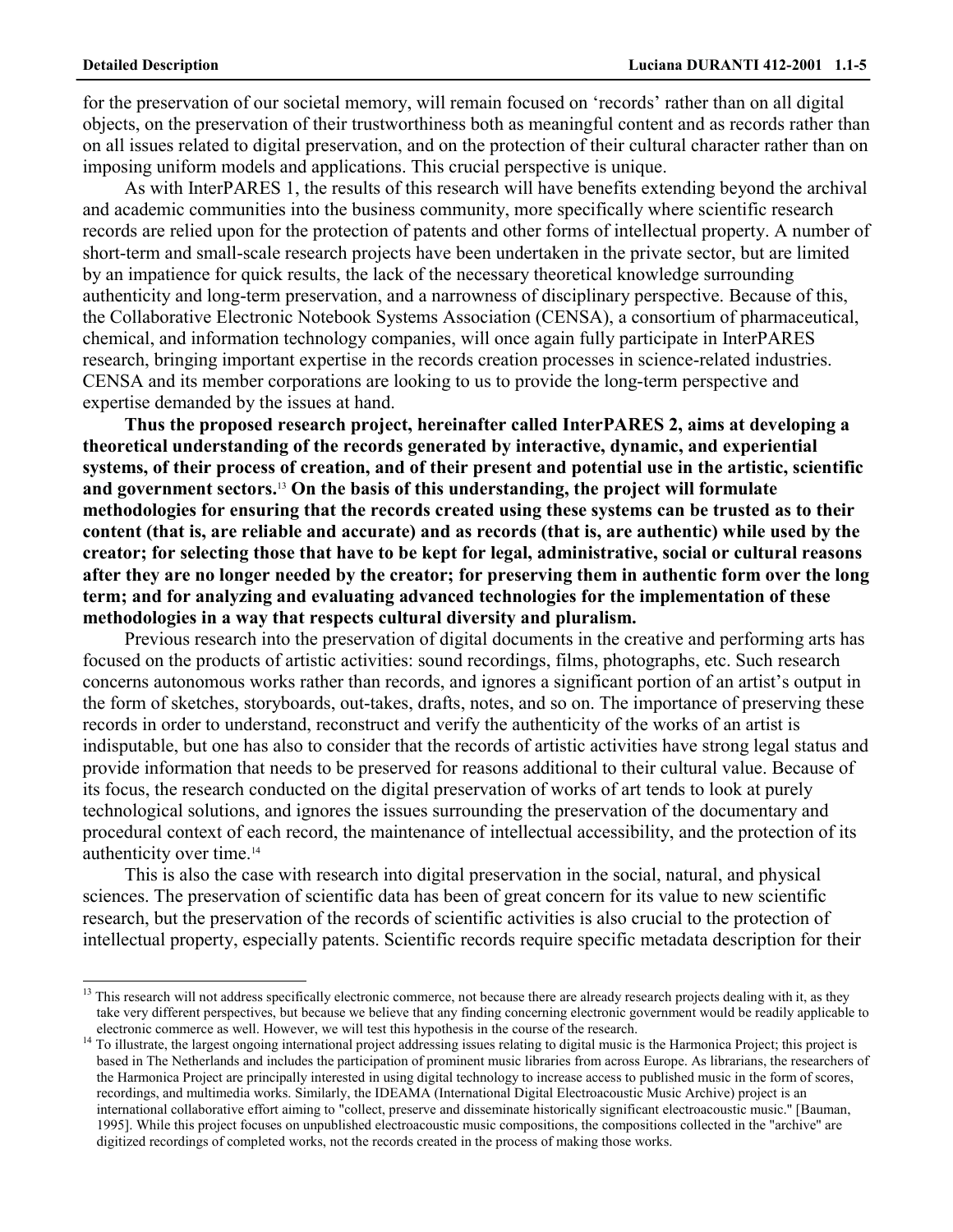for the preservation of our societal memory, will remain focused on 'records' rather than on all digital objects, on the preservation of their trustworthiness both as meaningful content and as records rather than on all issues related to digital preservation, and on the protection of their cultural character rather than on imposing uniform models and applications. This crucial perspective is unique.

As with InterPARES 1, the results of this research will have benefits extending beyond the archival and academic communities into the business community, more specifically where scientific research records are relied upon for the protection of patents and other forms of intellectual property. A number of short-term and small-scale research projects have been undertaken in the private sector, but are limited by an impatience for quick results, the lack of the necessary theoretical knowledge surrounding authenticity and long-term preservation, and a narrowness of disciplinary perspective. Because of this, the Collaborative Electronic Notebook Systems Association (CENSA), a consortium of pharmaceutical, chemical, and information technology companies, will once again fully participate in InterPARES research, bringing important expertise in the records creation processes in science-related industries. CENSA and its member corporations are looking to us to provide the long-term perspective and expertise demanded by the issues at hand.

**Thus the proposed research project, hereinafter called InterPARES 2, aims at developing a theoretical understanding of the records generated by interactive, dynamic, and experiential systems, of their process of creation, and of their present and potential use in the artistic, scientific and government sectors.**[13] **On the basis of this understanding, the project will formulate methodologies for ensuring that the records created using these systems can be trusted as to their content (that is, are reliable and accurate) and as records (that is, are authentic) while used by the creator; for selecting those that have to be kept for legal, administrative, social or cultural reasons after they are no longer needed by the creator; for preserving them in authentic form over the long term; and for analyzing and evaluating advanced technologies for the implementation of these methodologies in a way that respects cultural diversity and pluralism.**

Previous research into the preservation of digital documents in the creative and performing arts has focused on the products of artistic activities: sound recordings, films, photographs, etc. Such research concerns autonomous works rather than records, and ignores a significant portion of an artist's output in the form of sketches, storyboards, out-takes, drafts, notes, and so on. The importance of preserving these records in order to understand, reconstruct and verify the authenticity of the works of an artist is indisputable, but one has also to consider that the records of artistic activities have strong legal status and provide information that needs to be preserved for reasons additional to their cultural value. Because of its focus, the research conducted on the digital preservation of works of art tends to look at purely technological solutions, and ignores the issues surrounding the preservation of the documentary and procedural context of each record, the maintenance of intellectual accessibility, and the protection of its authenticity over time.[14]

This is also the case with research into digital preservation in the social, natural, and physical sciences. The preservation of scientific data has been of great concern for its value to new scientific research, but the preservation of the records of scientific activities is also crucial to the protection of intellectual property, especially patents. Scientific records require specific metadata description for their

---

[13] This research will not address specifically electronic commerce, not because there are already research projects dealing with it, as they take very different perspectives, but because we believe that any finding concerning electronic government would be readily applicable to electronic commerce as well. However, we will test this hypothesis in the course of the research.

[14] To illustrate, the largest ongoing international project addressing issues relating to digital music is the Harmonica Project; this project is based in The Netherlands and includes the participation of prominent music libraries from across Europe. As librarians, the researchers of the Harmonica Project are principally interested in using digital technology to increase access to published music in the form of scores, recordings, and multimedia works. Similarly, the IDEAMA (International Digital Electroacoustic Music Archive) project is an international collaborative effort aiming to "collect, preserve and disseminate historically significant electroacoustic music." [Bauman, 1995]. While this project focuses on unpublished electroacoustic music compositions, the compositions collected in the "archive" are digitized recordings of completed works, not the records created in the process of making those works.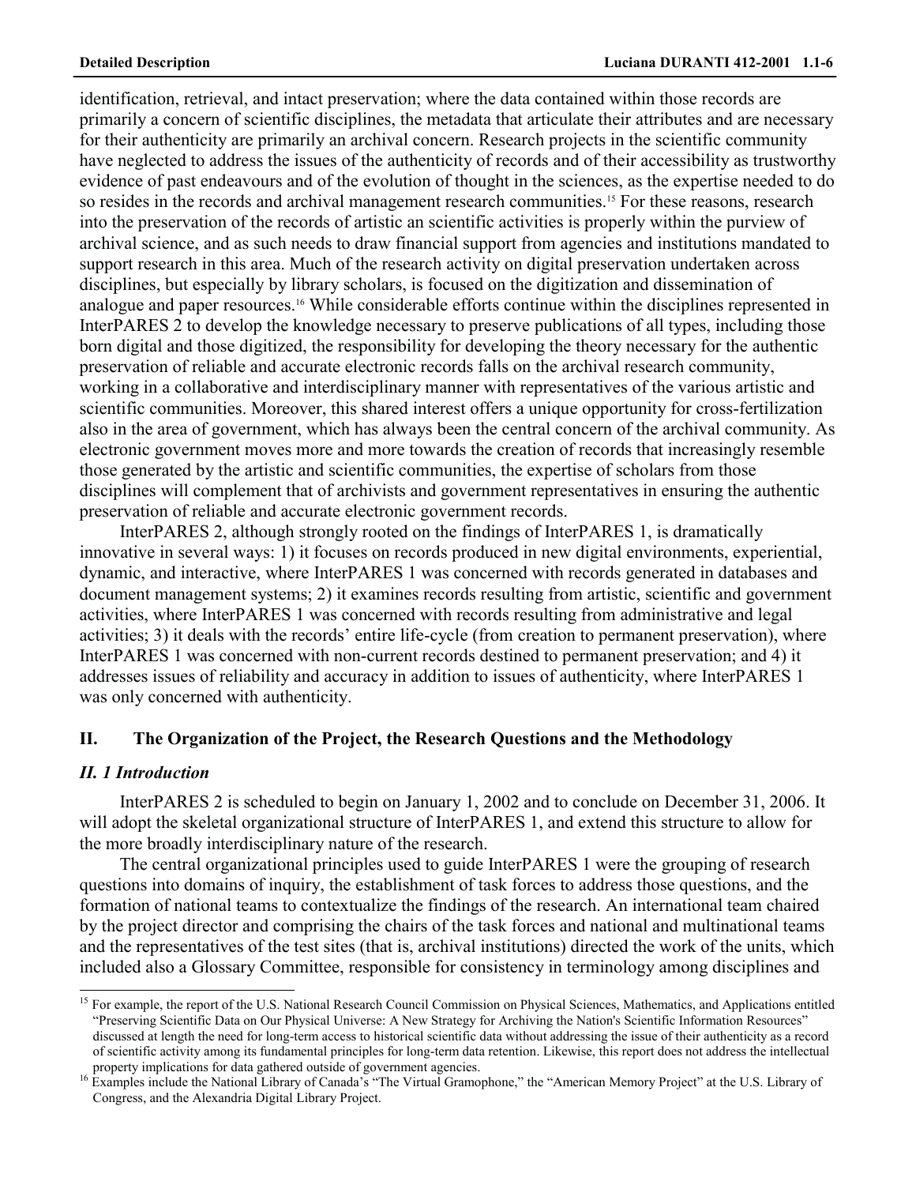identification, retrieval, and intact preservation; where the data contained within those records are primarily a concern of scientific disciplines, the metadata that articulate their attributes and are necessary for their authenticity are primarily an archival concern. Research projects in the scientific community have neglected to address the issues of the authenticity of records and of their accessibility as trustworthy evidence of past endeavours and of the evolution of thought in the sciences, as the expertise needed to do so resides in the records and archival management research communities.[15] For these reasons, research into the preservation of the records of artistic an scientific activities is properly within the purview of archival science, and as such needs to draw financial support from agencies and institutions mandated to support research in this area. Much of the research activity on digital preservation undertaken across disciplines, but especially by library scholars, is focused on the digitization and dissemination of analogue and paper resources.[16] While considerable efforts continue within the disciplines represented in InterPARES 2 to develop the knowledge necessary to preserve publications of all types, including those born digital and those digitized, the responsibility for developing the theory necessary for the authentic preservation of reliable and accurate electronic records falls on the archival research community, working in a collaborative and interdisciplinary manner with representatives of the various artistic and scientific communities. Moreover, this shared interest offers a unique opportunity for cross-fertilization also in the area of government, which has always been the central concern of the archival community. As electronic government moves more and more towards the creation of records that increasingly resemble those generated by the artistic and scientific communities, the expertise of scholars from those disciplines will complement that of archivists and government representatives in ensuring the authentic preservation of reliable and accurate electronic government records.

InterPARES 2, although strongly rooted on the findings of InterPARES 1, is dramatically innovative in several ways: 1) it focuses on records produced in new digital environments, experiential, dynamic, and interactive, where InterPARES 1 was concerned with records generated in databases and document management systems; 2) it examines records resulting from artistic, scientific and government activities, where InterPARES 1 was concerned with records resulting from administrative and legal activities; 3) it deals with the records' entire life-cycle (from creation to permanent preservation), where InterPARES 1 was concerned with non-current records destined to permanent preservation; and 4) it addresses issues of reliability and accuracy in addition to issues of authenticity, where InterPARES 1 was only concerned with authenticity.

## II. The Organization of the Project, the Research Questions and the Methodology

### *II. 1 Introduction*

InterPARES 2 is scheduled to begin on January 1, 2002 and to conclude on December 31, 2006. It will adopt the skeletal organizational structure of InterPARES 1, and extend this structure to allow for the more broadly interdisciplinary nature of the research.

The central organizational principles used to guide InterPARES 1 were the grouping of research questions into domains of inquiry, the establishment of task forces to address those questions, and the formation of national teams to contextualize the findings of the research. An international team chaired by the project director and comprising the chairs of the task forces and national and multinational teams and the representatives of the test sites (that is, archival institutions) directed the work of the units, which included also a Glossary Committee, responsible for consistency in terminology among disciplines and

---

[15] For example, the report of the U.S. National Research Council Commission on Physical Sciences, Mathematics, and Applications entitled "Preserving Scientific Data on Our Physical Universe: A New Strategy for Archiving the Nation's Scientific Information Resources" discussed at length the need for long-term access to historical scientific data without addressing the issue of their authenticity as a record of scientific activity among its fundamental principles for long-term data retention. Likewise, this report does not address the intellectual property implications for data gathered outside of government agencies.

[16] Examples include the National Library of Canada's "The Virtual Gramophone," the "American Memory Project" at the U.S. Library of Congress, and the Alexandria Digital Library Project.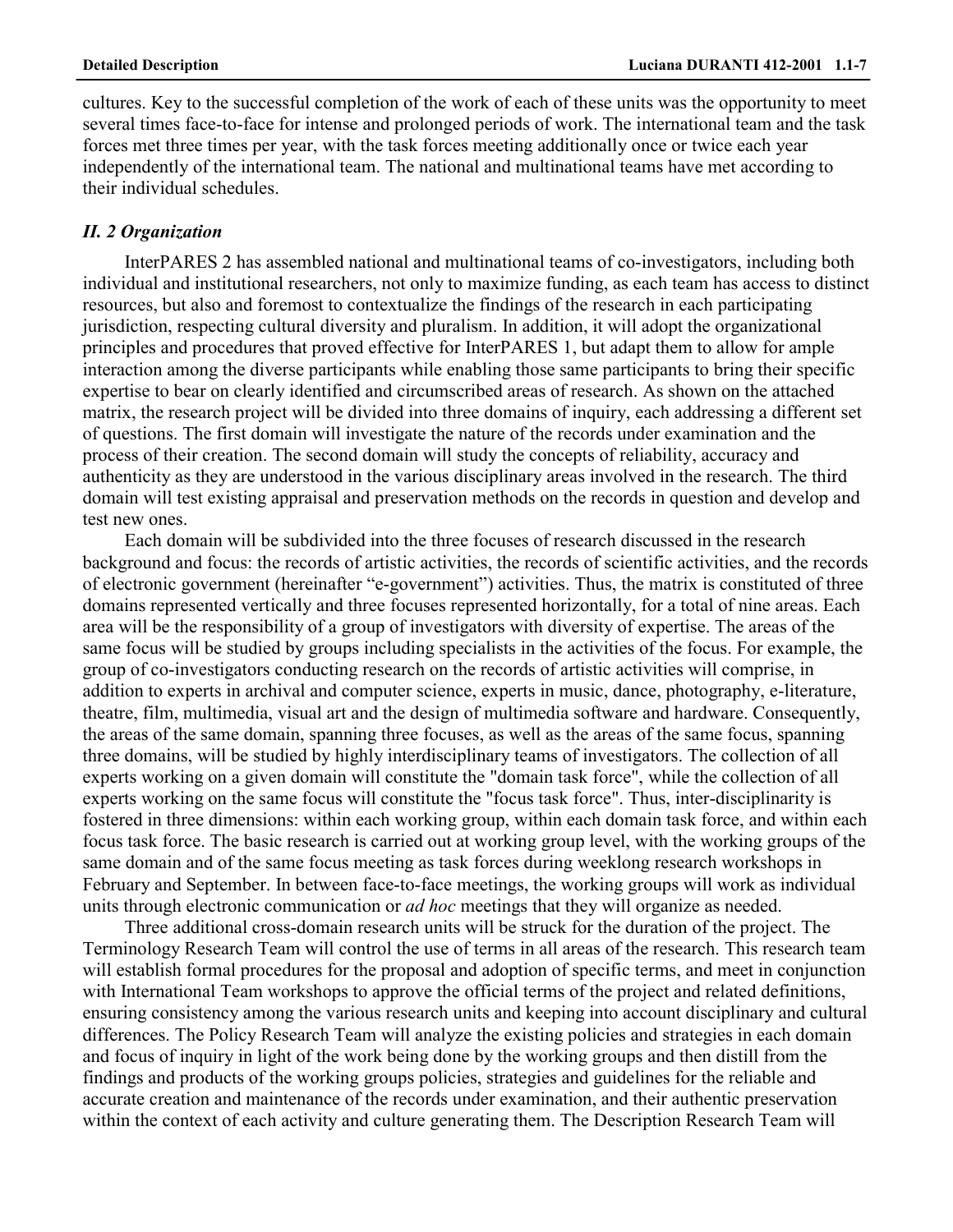cultures. Key to the successful completion of the work of each of these units was the opportunity to meet several times face-to-face for intense and prolonged periods of work. The international team and the task forces met three times per year, with the task forces meeting additionally once or twice each year independently of the international team. The national and multinational teams have met according to their individual schedules.

### *II. 2 Organization*

InterPARES 2 has assembled national and multinational teams of co-investigators, including both individual and institutional researchers, not only to maximize funding, as each team has access to distinct resources, but also and foremost to contextualize the findings of the research in each participating jurisdiction, respecting cultural diversity and pluralism. In addition, it will adopt the organizational principles and procedures that proved effective for InterPARES 1, but adapt them to allow for ample interaction among the diverse participants while enabling those same participants to bring their specific expertise to bear on clearly identified and circumscribed areas of research. As shown on the attached matrix, the research project will be divided into three domains of inquiry, each addressing a different set of questions. The first domain will investigate the nature of the records under examination and the process of their creation. The second domain will study the concepts of reliability, accuracy and authenticity as they are understood in the various disciplinary areas involved in the research. The third domain will test existing appraisal and preservation methods on the records in question and develop and test new ones.

Each domain will be subdivided into the three focuses of research discussed in the research background and focus: the records of artistic activities, the records of scientific activities, and the records of electronic government (hereinafter "e-government") activities. Thus, the matrix is constituted of three domains represented vertically and three focuses represented horizontally, for a total of nine areas. Each area will be the responsibility of a group of investigators with diversity of expertise. The areas of the same focus will be studied by groups including specialists in the activities of the focus. For example, the group of co-investigators conducting research on the records of artistic activities will comprise, in addition to experts in archival and computer science, experts in music, dance, photography, e-literature, theatre, film, multimedia, visual art and the design of multimedia software and hardware. Consequently, the areas of the same domain, spanning three focuses, as well as the areas of the same focus, spanning three domains, will be studied by highly interdisciplinary teams of investigators. The collection of all experts working on a given domain will constitute the "domain task force", while the collection of all experts working on the same focus will constitute the "focus task force". Thus, inter-disciplinarity is fostered in three dimensions: within each working group, within each domain task force, and within each focus task force. The basic research is carried out at working group level, with the working groups of the same domain and of the same focus meeting as task forces during weeklong research workshops in February and September. In between face-to-face meetings, the working groups will work as individual units through electronic communication or *ad hoc* meetings that they will organize as needed.

Three additional cross-domain research units will be struck for the duration of the project. The Terminology Research Team will control the use of terms in all areas of the research. This research team will establish formal procedures for the proposal and adoption of specific terms, and meet in conjunction with International Team workshops to approve the official terms of the project and related definitions, ensuring consistency among the various research units and keeping into account disciplinary and cultural differences. The Policy Research Team will analyze the existing policies and strategies in each domain and focus of inquiry in light of the work being done by the working groups and then distill from the findings and products of the working groups policies, strategies and guidelines for the reliable and accurate creation and maintenance of the records under examination, and their authentic preservation within the context of each activity and culture generating them. The Description Research Team will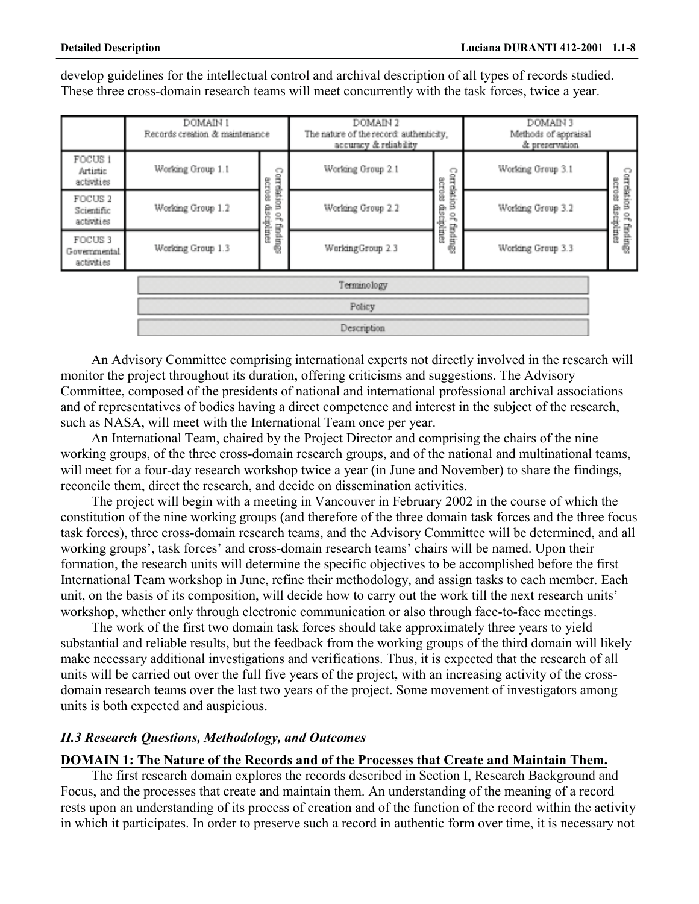develop guidelines for the intellectual control and archival description of all types of records studied. These three cross-domain research teams will meet concurrently with the task forces, twice a year.

| | DOMAIN 1 Records creation & maintenance | | DOMAIN 2 The nature of the record: authenticity, accuracy & reliability | | DOMAIN 3 Methods of appraisal & preservation | |
|---|---|---|---|---|---|---|
| FOCUS 1 Artistic activities | Working Group 1.1 | Correlation of findings across disciplines | Working Group 2.1 | Correlation of findings across disciplines | Working Group 3.1 | Correlation of findings across disciplines |
| FOCUS 2 Scientific activities | Working Group 1.2 | | Working Group 2.2 | | Working Group 3.2 | |
| FOCUS 3 Governmental activities | Working Group 1.3 | | Working Group 2.3 | | Working Group 3.3 | |

Terminology

Policy

Description

An Advisory Committee comprising international experts not directly involved in the research will monitor the project throughout its duration, offering criticisms and suggestions. The Advisory Committee, composed of the presidents of national and international professional archival associations and of representatives of bodies having a direct competence and interest in the subject of the research, such as NASA, will meet with the International Team once per year.

An International Team, chaired by the Project Director and comprising the chairs of the nine working groups, of the three cross-domain research groups, and of the national and multinational teams, will meet for a four-day research workshop twice a year (in June and November) to share the findings, reconcile them, direct the research, and decide on dissemination activities.

The project will begin with a meeting in Vancouver in February 2002 in the course of which the constitution of the nine working groups (and therefore of the three domain task forces and the three focus task forces), three cross-domain research teams, and the Advisory Committee will be determined, and all working groups', task forces' and cross-domain research teams' chairs will be named. Upon their formation, the research units will determine the specific objectives to be accomplished before the first International Team workshop in June, refine their methodology, and assign tasks to each member. Each unit, on the basis of its composition, will decide how to carry out the work till the next research units' workshop, whether only through electronic communication or also through face-to-face meetings.

The work of the first two domain task forces should take approximately three years to yield substantial and reliable results, but the feedback from the working groups of the third domain will likely make necessary additional investigations and verifications. Thus, it is expected that the research of all units will be carried out over the full five years of the project, with an increasing activity of the cross-domain research teams over the last two years of the project. Some movement of investigators among units is both expected and auspicious.

### *II.3 Research Questions, Methodology, and Outcomes*

**DOMAIN 1: The Nature of the Records and of the Processes that Create and Maintain Them.**

The first research domain explores the records described in Section I, Research Background and Focus, and the processes that create and maintain them. An understanding of the meaning of a record rests upon an understanding of its process of creation and of the function of the record within the activity in which it participates. In order to preserve such a record in authentic form over time, it is necessary not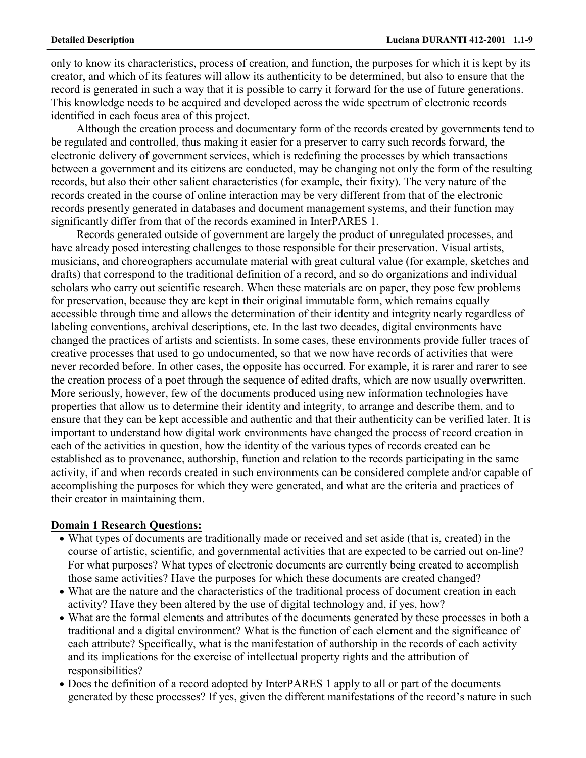only to know its characteristics, process of creation, and function, the purposes for which it is kept by its creator, and which of its features will allow its authenticity to be determined, but also to ensure that the record is generated in such a way that it is possible to carry it forward for the use of future generations. This knowledge needs to be acquired and developed across the wide spectrum of electronic records identified in each focus area of this project.

Although the creation process and documentary form of the records created by governments tend to be regulated and controlled, thus making it easier for a preserver to carry such records forward, the electronic delivery of government services, which is redefining the processes by which transactions between a government and its citizens are conducted, may be changing not only the form of the resulting records, but also their other salient characteristics (for example, their fixity). The very nature of the records created in the course of online interaction may be very different from that of the electronic records presently generated in databases and document management systems, and their function may significantly differ from that of the records examined in InterPARES 1.

Records generated outside of government are largely the product of unregulated processes, and have already posed interesting challenges to those responsible for their preservation. Visual artists, musicians, and choreographers accumulate material with great cultural value (for example, sketches and drafts) that correspond to the traditional definition of a record, and so do organizations and individual scholars who carry out scientific research. When these materials are on paper, they pose few problems for preservation, because they are kept in their original immutable form, which remains equally accessible through time and allows the determination of their identity and integrity nearly regardless of labeling conventions, archival descriptions, etc. In the last two decades, digital environments have changed the practices of artists and scientists. In some cases, these environments provide fuller traces of creative processes that used to go undocumented, so that we now have records of activities that were never recorded before. In other cases, the opposite has occurred. For example, it is rarer and rarer to see the creation process of a poet through the sequence of edited drafts, which are now usually overwritten. More seriously, however, few of the documents produced using new information technologies have properties that allow us to determine their identity and integrity, to arrange and describe them, and to ensure that they can be kept accessible and authentic and that their authenticity can be verified later. It is important to understand how digital work environments have changed the process of record creation in each of the activities in question, how the identity of the various types of records created can be established as to provenance, authorship, function and relation to the records participating in the same activity, if and when records created in such environments can be considered complete and/or capable of accomplishing the purposes for which they were generated, and what are the criteria and practices of their creator in maintaining them.

**Domain 1 Research Questions:**

- What types of documents are traditionally made or received and set aside (that is, created) in the course of artistic, scientific, and governmental activities that are expected to be carried out on-line? For what purposes? What types of electronic documents are currently being created to accomplish those same activities? Have the purposes for which these documents are created changed?
- What are the nature and the characteristics of the traditional process of document creation in each activity? Have they been altered by the use of digital technology and, if yes, how?
- What are the formal elements and attributes of the documents generated by these processes in both a traditional and a digital environment? What is the function of each element and the significance of each attribute? Specifically, what is the manifestation of authorship in the records of each activity and its implications for the exercise of intellectual property rights and the attribution of responsibilities?
- Does the definition of a record adopted by InterPARES 1 apply to all or part of the documents generated by these processes? If yes, given the different manifestations of the record's nature in such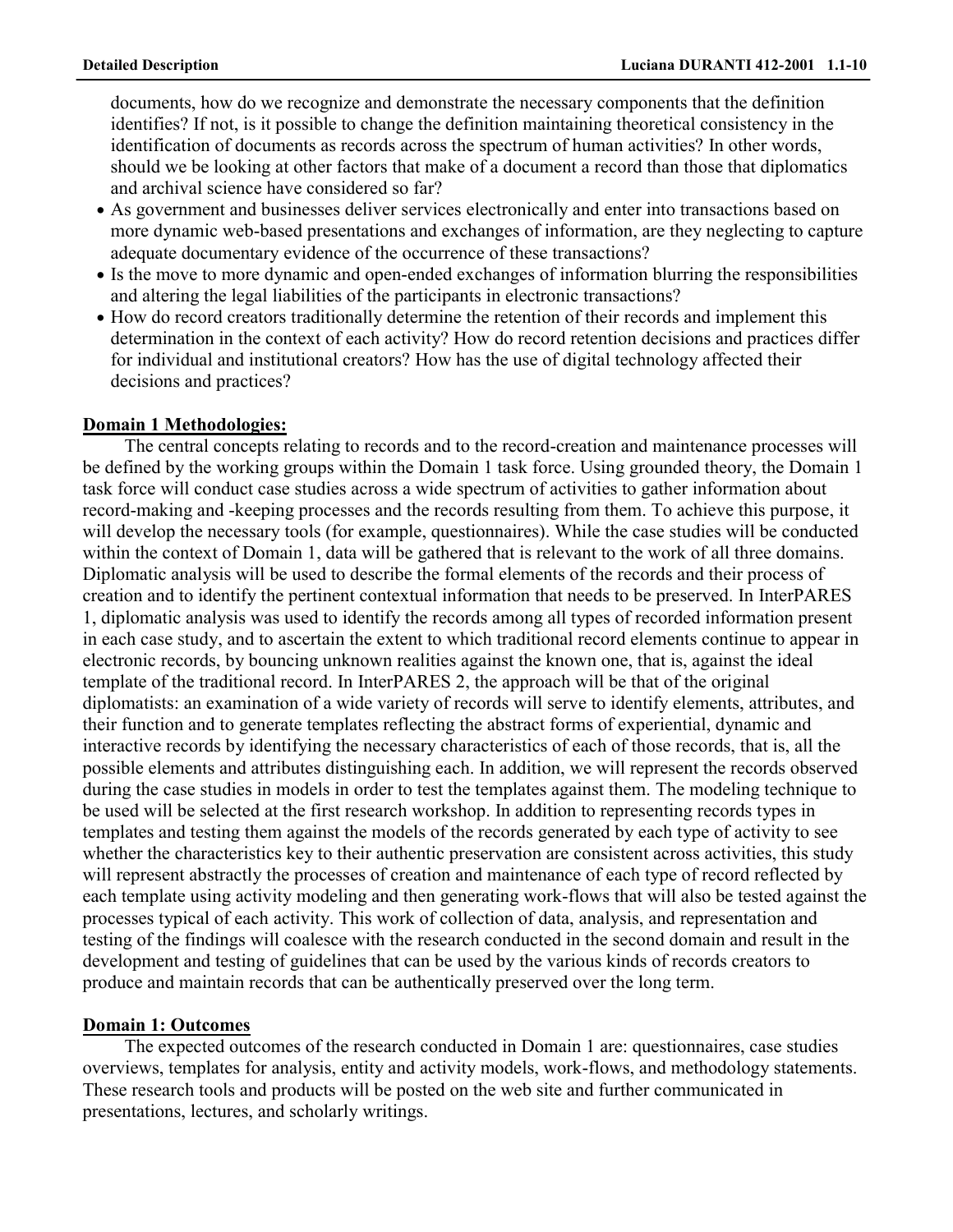documents, how do we recognize and demonstrate the necessary components that the definition identifies? If not, is it possible to change the definition maintaining theoretical consistency in the identification of documents as records across the spectrum of human activities? In other words, should we be looking at other factors that make of a document a record than those that diplomatics and archival science have considered so far?

- As government and businesses deliver services electronically and enter into transactions based on more dynamic web-based presentations and exchanges of information, are they neglecting to capture adequate documentary evidence of the occurrence of these transactions?
- Is the move to more dynamic and open-ended exchanges of information blurring the responsibilities and altering the legal liabilities of the participants in electronic transactions?
- How do record creators traditionally determine the retention of their records and implement this determination in the context of each activity? How do record retention decisions and practices differ for individual and institutional creators? How has the use of digital technology affected their decisions and practices?

## Domain 1 Methodologies:

The central concepts relating to records and to the record-creation and maintenance processes will be defined by the working groups within the Domain 1 task force. Using grounded theory, the Domain 1 task force will conduct case studies across a wide spectrum of activities to gather information about record-making and -keeping processes and the records resulting from them. To achieve this purpose, it will develop the necessary tools (for example, questionnaires). While the case studies will be conducted within the context of Domain 1, data will be gathered that is relevant to the work of all three domains. Diplomatic analysis will be used to describe the formal elements of the records and their process of creation and to identify the pertinent contextual information that needs to be preserved. In InterPARES 1, diplomatic analysis was used to identify the records among all types of recorded information present in each case study, and to ascertain the extent to which traditional record elements continue to appear in electronic records, by bouncing unknown realities against the known one, that is, against the ideal template of the traditional record. In InterPARES 2, the approach will be that of the original diplomatists: an examination of a wide variety of records will serve to identify elements, attributes, and their function and to generate templates reflecting the abstract forms of experiential, dynamic and interactive records by identifying the necessary characteristics of each of those records, that is, all the possible elements and attributes distinguishing each. In addition, we will represent the records observed during the case studies in models in order to test the templates against them. The modeling technique to be used will be selected at the first research workshop. In addition to representing records types in templates and testing them against the models of the records generated by each type of activity to see whether the characteristics key to their authentic preservation are consistent across activities, this study will represent abstractly the processes of creation and maintenance of each type of record reflected by each template using activity modeling and then generating work-flows that will also be tested against the processes typical of each activity. This work of collection of data, analysis, and representation and testing of the findings will coalesce with the research conducted in the second domain and result in the development and testing of guidelines that can be used by the various kinds of records creators to produce and maintain records that can be authentically preserved over the long term.

## Domain 1: Outcomes

The expected outcomes of the research conducted in Domain 1 are: questionnaires, case studies overviews, templates for analysis, entity and activity models, work-flows, and methodology statements. These research tools and products will be posted on the web site and further communicated in presentations, lectures, and scholarly writings.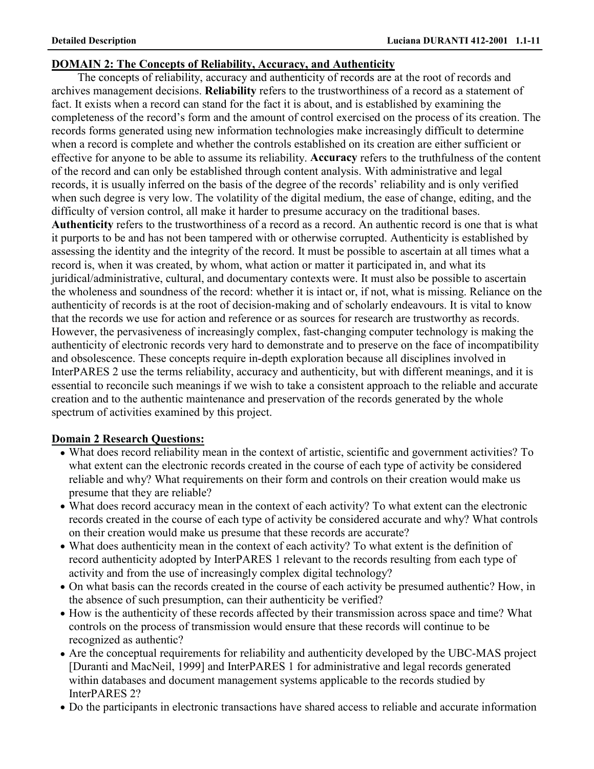## DOMAIN 2: The Concepts of Reliability, Accuracy, and Authenticity

The concepts of reliability, accuracy and authenticity of records are at the root of records and archives management decisions. **Reliability** refers to the trustworthiness of a record as a statement of fact. It exists when a record can stand for the fact it is about, and is established by examining the completeness of the record's form and the amount of control exercised on the process of its creation. The records forms generated using new information technologies make increasingly difficult to determine when a record is complete and whether the controls established on its creation are either sufficient or effective for anyone to be able to assume its reliability. **Accuracy** refers to the truthfulness of the content of the record and can only be established through content analysis. With administrative and legal records, it is usually inferred on the basis of the degree of the records' reliability and is only verified when such degree is very low. The volatility of the digital medium, the ease of change, editing, and the difficulty of version control, all make it harder to presume accuracy on the traditional bases. **Authenticity** refers to the trustworthiness of a record as a record. An authentic record is one that is what it purports to be and has not been tampered with or otherwise corrupted. Authenticity is established by assessing the identity and the integrity of the record. It must be possible to ascertain at all times what a record is, when it was created, by whom, what action or matter it participated in, and what its juridical/administrative, cultural, and documentary contexts were. It must also be possible to ascertain the wholeness and soundness of the record: whether it is intact or, if not, what is missing. Reliance on the authenticity of records is at the root of decision-making and of scholarly endeavours. It is vital to know that the records we use for action and reference or as sources for research are trustworthy as records. However, the pervasiveness of increasingly complex, fast-changing computer technology is making the authenticity of electronic records very hard to demonstrate and to preserve on the face of incompatibility and obsolescence. These concepts require in-depth exploration because all disciplines involved in InterPARES 2 use the terms reliability, accuracy and authenticity, but with different meanings, and it is essential to reconcile such meanings if we wish to take a consistent approach to the reliable and accurate creation and to the authentic maintenance and preservation of the records generated by the whole spectrum of activities examined by this project.

### Domain 2 Research Questions:

- What does record reliability mean in the context of artistic, scientific and government activities? To what extent can the electronic records created in the course of each type of activity be considered reliable and why? What requirements on their form and controls on their creation would make us presume that they are reliable?
- What does record accuracy mean in the context of each activity? To what extent can the electronic records created in the course of each type of activity be considered accurate and why? What controls on their creation would make us presume that these records are accurate?
- What does authenticity mean in the context of each activity? To what extent is the definition of record authenticity adopted by InterPARES 1 relevant to the records resulting from each type of activity and from the use of increasingly complex digital technology?
- On what basis can the records created in the course of each activity be presumed authentic? How, in the absence of such presumption, can their authenticity be verified?
- How is the authenticity of these records affected by their transmission across space and time? What controls on the process of transmission would ensure that these records will continue to be recognized as authentic?
- Are the conceptual requirements for reliability and authenticity developed by the UBC-MAS project [Duranti and MacNeil, 1999] and InterPARES 1 for administrative and legal records generated within databases and document management systems applicable to the records studied by InterPARES 2?
- Do the participants in electronic transactions have shared access to reliable and accurate information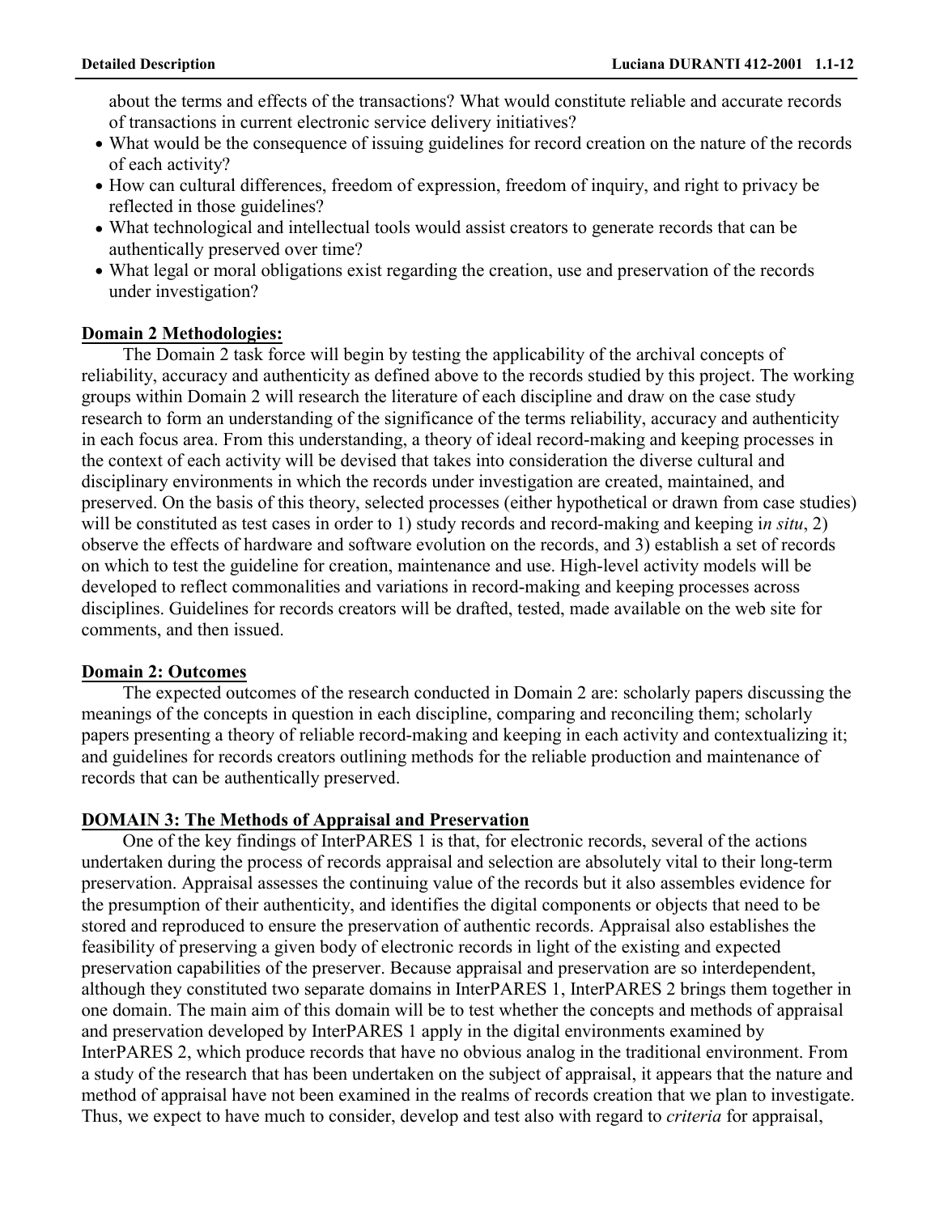about the terms and effects of the transactions? What would constitute reliable and accurate records of transactions in current electronic service delivery initiatives?

- What would be the consequence of issuing guidelines for record creation on the nature of the records of each activity?
- How can cultural differences, freedom of expression, freedom of inquiry, and right to privacy be reflected in those guidelines?
- What technological and intellectual tools would assist creators to generate records that can be authentically preserved over time?
- What legal or moral obligations exist regarding the creation, use and preservation of the records under investigation?

**Domain 2 Methodologies:**

The Domain 2 task force will begin by testing the applicability of the archival concepts of reliability, accuracy and authenticity as defined above to the records studied by this project. The working groups within Domain 2 will research the literature of each discipline and draw on the case study research to form an understanding of the significance of the terms reliability, accuracy and authenticity in each focus area. From this understanding, a theory of ideal record-making and keeping processes in the context of each activity will be devised that takes into consideration the diverse cultural and disciplinary environments in which the records under investigation are created, maintained, and preserved. On the basis of this theory, selected processes (either hypothetical or drawn from case studies) will be constituted as test cases in order to 1) study records and record-making and keeping i*n situ*, 2) observe the effects of hardware and software evolution on the records, and 3) establish a set of records on which to test the guideline for creation, maintenance and use. High-level activity models will be developed to reflect commonalities and variations in record-making and keeping processes across disciplines. Guidelines for records creators will be drafted, tested, made available on the web site for comments, and then issued.

**Domain 2: Outcomes**

The expected outcomes of the research conducted in Domain 2 are: scholarly papers discussing the meanings of the concepts in question in each discipline, comparing and reconciling them; scholarly papers presenting a theory of reliable record-making and keeping in each activity and contextualizing it; and guidelines for records creators outlining methods for the reliable production and maintenance of records that can be authentically preserved.

**DOMAIN 3: The Methods of Appraisal and Preservation**

One of the key findings of InterPARES 1 is that, for electronic records, several of the actions undertaken during the process of records appraisal and selection are absolutely vital to their long-term preservation. Appraisal assesses the continuing value of the records but it also assembles evidence for the presumption of their authenticity, and identifies the digital components or objects that need to be stored and reproduced to ensure the preservation of authentic records. Appraisal also establishes the feasibility of preserving a given body of electronic records in light of the existing and expected preservation capabilities of the preserver. Because appraisal and preservation are so interdependent, although they constituted two separate domains in InterPARES 1, InterPARES 2 brings them together in one domain. The main aim of this domain will be to test whether the concepts and methods of appraisal and preservation developed by InterPARES 1 apply in the digital environments examined by InterPARES 2, which produce records that have no obvious analog in the traditional environment. From a study of the research that has been undertaken on the subject of appraisal, it appears that the nature and method of appraisal have not been examined in the realms of records creation that we plan to investigate. Thus, we expect to have much to consider, develop and test also with regard to *criteria* for appraisal,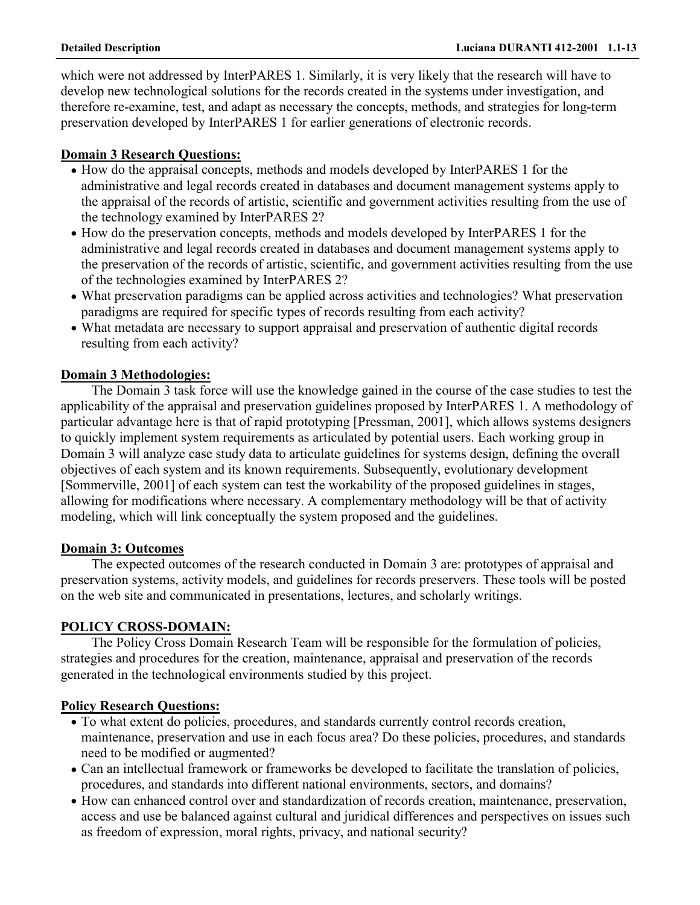which were not addressed by InterPARES 1. Similarly, it is very likely that the research will have to develop new technological solutions for the records created in the systems under investigation, and therefore re-examine, test, and adapt as necessary the concepts, methods, and strategies for long-term preservation developed by InterPARES 1 for earlier generations of electronic records.

**Domain 3 Research Questions:**

- How do the appraisal concepts, methods and models developed by InterPARES 1 for the administrative and legal records created in databases and document management systems apply to the appraisal of the records of artistic, scientific and government activities resulting from the use of the technology examined by InterPARES 2?
- How do the preservation concepts, methods and models developed by InterPARES 1 for the administrative and legal records created in databases and document management systems apply to the preservation of the records of artistic, scientific, and government activities resulting from the use of the technologies examined by InterPARES 2?
- What preservation paradigms can be applied across activities and technologies? What preservation paradigms are required for specific types of records resulting from each activity?
- What metadata are necessary to support appraisal and preservation of authentic digital records resulting from each activity?

**Domain 3 Methodologies:**

The Domain 3 task force will use the knowledge gained in the course of the case studies to test the applicability of the appraisal and preservation guidelines proposed by InterPARES 1. A methodology of particular advantage here is that of rapid prototyping [Pressman, 2001], which allows systems designers to quickly implement system requirements as articulated by potential users. Each working group in Domain 3 will analyze case study data to articulate guidelines for systems design, defining the overall objectives of each system and its known requirements. Subsequently, evolutionary development [Sommerville, 2001] of each system can test the workability of the proposed guidelines in stages, allowing for modifications where necessary. A complementary methodology will be that of activity modeling, which will link conceptually the system proposed and the guidelines.

**Domain 3: Outcomes**

The expected outcomes of the research conducted in Domain 3 are: prototypes of appraisal and preservation systems, activity models, and guidelines for records preservers. These tools will be posted on the web site and communicated in presentations, lectures, and scholarly writings.

**POLICY CROSS-DOMAIN:**

The Policy Cross Domain Research Team will be responsible for the formulation of policies, strategies and procedures for the creation, maintenance, appraisal and preservation of the records generated in the technological environments studied by this project.

**Policy Research Questions:**

- To what extent do policies, procedures, and standards currently control records creation, maintenance, preservation and use in each focus area? Do these policies, procedures, and standards need to be modified or augmented?
- Can an intellectual framework or frameworks be developed to facilitate the translation of policies, procedures, and standards into different national environments, sectors, and domains?
- How can enhanced control over and standardization of records creation, maintenance, preservation, access and use be balanced against cultural and juridical differences and perspectives on issues such as freedom of expression, moral rights, privacy, and national security?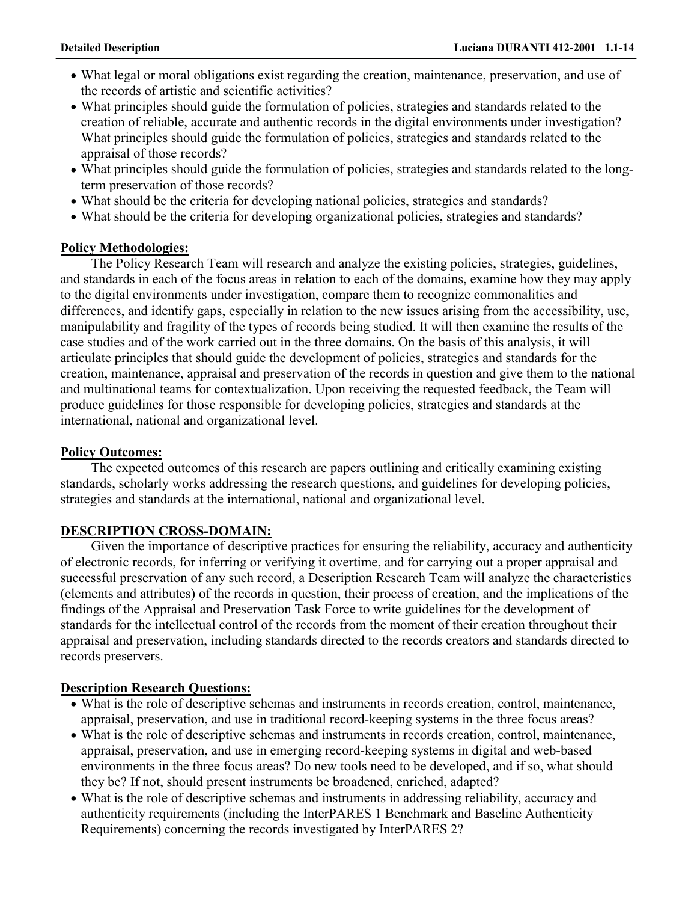- What legal or moral obligations exist regarding the creation, maintenance, preservation, and use of the records of artistic and scientific activities?
- What principles should guide the formulation of policies, strategies and standards related to the creation of reliable, accurate and authentic records in the digital environments under investigation? What principles should guide the formulation of policies, strategies and standards related to the appraisal of those records?
- What principles should guide the formulation of policies, strategies and standards related to the long-term preservation of those records?
- What should be the criteria for developing national policies, strategies and standards?
- What should be the criteria for developing organizational policies, strategies and standards?

**Policy Methodologies:**

The Policy Research Team will research and analyze the existing policies, strategies, guidelines, and standards in each of the focus areas in relation to each of the domains, examine how they may apply to the digital environments under investigation, compare them to recognize commonalities and differences, and identify gaps, especially in relation to the new issues arising from the accessibility, use, manipulability and fragility of the types of records being studied. It will then examine the results of the case studies and of the work carried out in the three domains. On the basis of this analysis, it will articulate principles that should guide the development of policies, strategies and standards for the creation, maintenance, appraisal and preservation of the records in question and give them to the national and multinational teams for contextualization. Upon receiving the requested feedback, the Team will produce guidelines for those responsible for developing policies, strategies and standards at the international, national and organizational level.

**Policy Outcomes:**

The expected outcomes of this research are papers outlining and critically examining existing standards, scholarly works addressing the research questions, and guidelines for developing policies, strategies and standards at the international, national and organizational level.

**DESCRIPTION CROSS-DOMAIN:**

Given the importance of descriptive practices for ensuring the reliability, accuracy and authenticity of electronic records, for inferring or verifying it overtime, and for carrying out a proper appraisal and successful preservation of any such record, a Description Research Team will analyze the characteristics (elements and attributes) of the records in question, their process of creation, and the implications of the findings of the Appraisal and Preservation Task Force to write guidelines for the development of standards for the intellectual control of the records from the moment of their creation throughout their appraisal and preservation, including standards directed to the records creators and standards directed to records preservers.

**Description Research Questions:**

- What is the role of descriptive schemas and instruments in records creation, control, maintenance, appraisal, preservation, and use in traditional record-keeping systems in the three focus areas?
- What is the role of descriptive schemas and instruments in records creation, control, maintenance, appraisal, preservation, and use in emerging record-keeping systems in digital and web-based environments in the three focus areas? Do new tools need to be developed, and if so, what should they be? If not, should present instruments be broadened, enriched, adapted?
- What is the role of descriptive schemas and instruments in addressing reliability, accuracy and authenticity requirements (including the InterPARES 1 Benchmark and Baseline Authenticity Requirements) concerning the records investigated by InterPARES 2?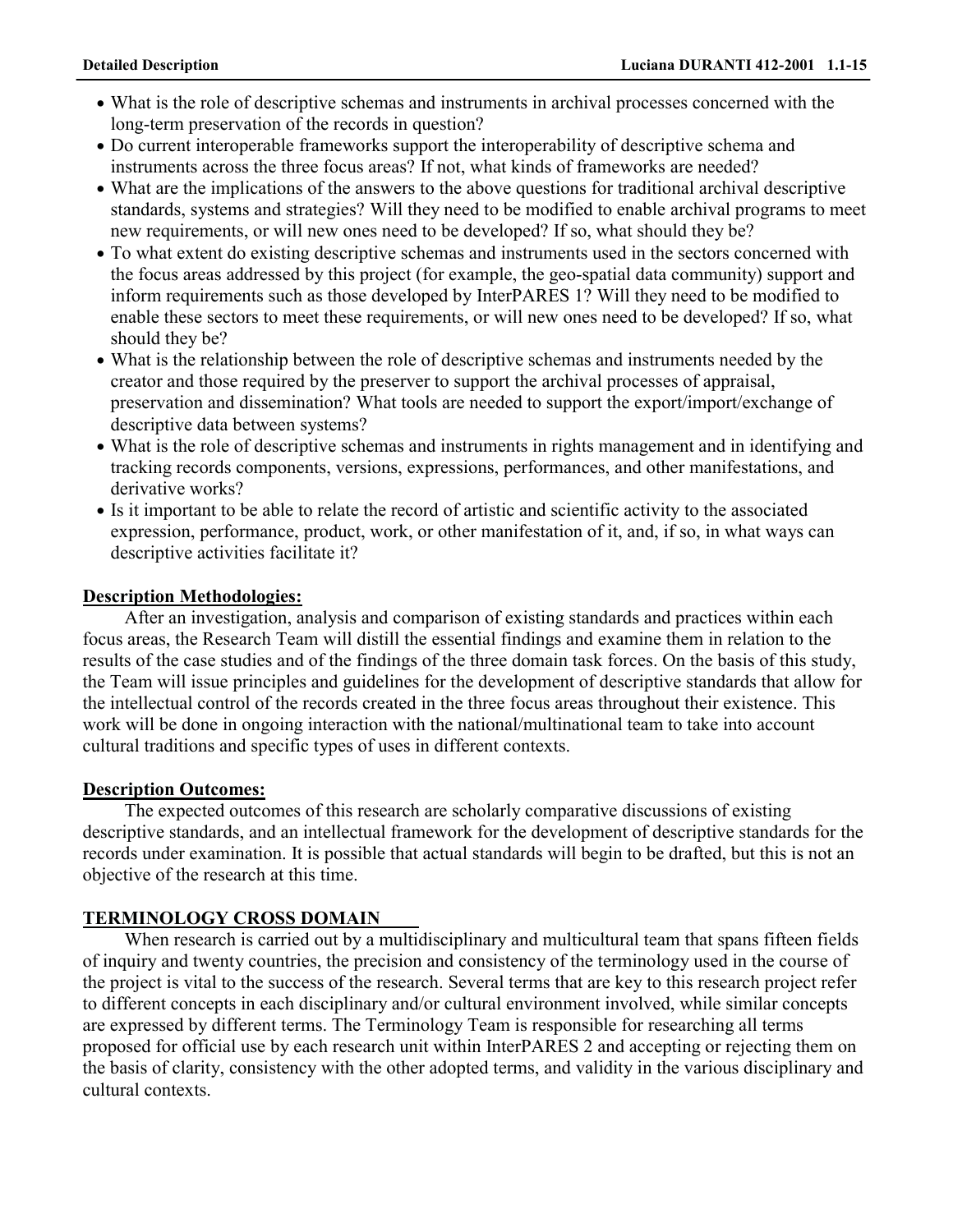- What is the role of descriptive schemas and instruments in archival processes concerned with the long-term preservation of the records in question?
- Do current interoperable frameworks support the interoperability of descriptive schema and instruments across the three focus areas? If not, what kinds of frameworks are needed?
- What are the implications of the answers to the above questions for traditional archival descriptive standards, systems and strategies? Will they need to be modified to enable archival programs to meet new requirements, or will new ones need to be developed? If so, what should they be?
- To what extent do existing descriptive schemas and instruments used in the sectors concerned with the focus areas addressed by this project (for example, the geo-spatial data community) support and inform requirements such as those developed by InterPARES 1? Will they need to be modified to enable these sectors to meet these requirements, or will new ones need to be developed? If so, what should they be?
- What is the relationship between the role of descriptive schemas and instruments needed by the creator and those required by the preserver to support the archival processes of appraisal, preservation and dissemination? What tools are needed to support the export/import/exchange of descriptive data between systems?
- What is the role of descriptive schemas and instruments in rights management and in identifying and tracking records components, versions, expressions, performances, and other manifestations, and derivative works?
- Is it important to be able to relate the record of artistic and scientific activity to the associated expression, performance, product, work, or other manifestation of it, and, if so, in what ways can descriptive activities facilitate it?

**Description Methodologies:**

After an investigation, analysis and comparison of existing standards and practices within each focus areas, the Research Team will distill the essential findings and examine them in relation to the results of the case studies and of the findings of the three domain task forces. On the basis of this study, the Team will issue principles and guidelines for the development of descriptive standards that allow for the intellectual control of the records created in the three focus areas throughout their existence. This work will be done in ongoing interaction with the national/multinational team to take into account cultural traditions and specific types of uses in different contexts.

**Description Outcomes:**

The expected outcomes of this research are scholarly comparative discussions of existing descriptive standards, and an intellectual framework for the development of descriptive standards for the records under examination. It is possible that actual standards will begin to be drafted, but this is not an objective of the research at this time.

## TERMINOLOGY CROSS DOMAIN

When research is carried out by a multidisciplinary and multicultural team that spans fifteen fields of inquiry and twenty countries, the precision and consistency of the terminology used in the course of the project is vital to the success of the research. Several terms that are key to this research project refer to different concepts in each disciplinary and/or cultural environment involved, while similar concepts are expressed by different terms. The Terminology Team is responsible for researching all terms proposed for official use by each research unit within InterPARES 2 and accepting or rejecting them on the basis of clarity, consistency with the other adopted terms, and validity in the various disciplinary and cultural contexts.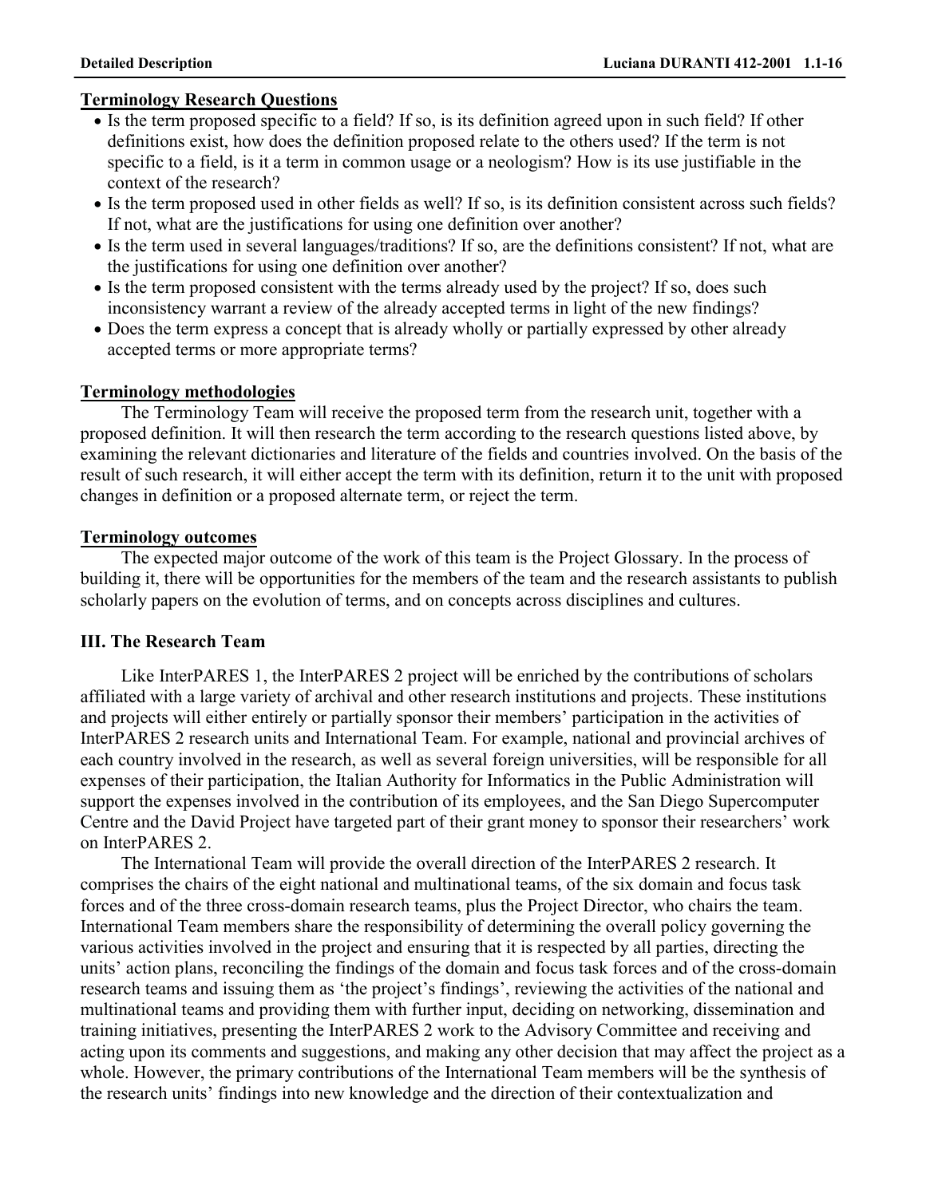**Terminology Research Questions**

- Is the term proposed specific to a field? If so, is its definition agreed upon in such field? If other definitions exist, how does the definition proposed relate to the others used? If the term is not specific to a field, is it a term in common usage or a neologism? How is its use justifiable in the context of the research?
- Is the term proposed used in other fields as well? If so, is its definition consistent across such fields? If not, what are the justifications for using one definition over another?
- Is the term used in several languages/traditions? If so, are the definitions consistent? If not, what are the justifications for using one definition over another?
- Is the term proposed consistent with the terms already used by the project? If so, does such inconsistency warrant a review of the already accepted terms in light of the new findings?
- Does the term express a concept that is already wholly or partially expressed by other already accepted terms or more appropriate terms?

**Terminology methodologies**

The Terminology Team will receive the proposed term from the research unit, together with a proposed definition. It will then research the term according to the research questions listed above, by examining the relevant dictionaries and literature of the fields and countries involved. On the basis of the result of such research, it will either accept the term with its definition, return it to the unit with proposed changes in definition or a proposed alternate term, or reject the term.

**Terminology outcomes**

The expected major outcome of the work of this team is the Project Glossary. In the process of building it, there will be opportunities for the members of the team and the research assistants to publish scholarly papers on the evolution of terms, and on concepts across disciplines and cultures.

## III. The Research Team

Like InterPARES 1, the InterPARES 2 project will be enriched by the contributions of scholars affiliated with a large variety of archival and other research institutions and projects. These institutions and projects will either entirely or partially sponsor their members' participation in the activities of InterPARES 2 research units and International Team. For example, national and provincial archives of each country involved in the research, as well as several foreign universities, will be responsible for all expenses of their participation, the Italian Authority for Informatics in the Public Administration will support the expenses involved in the contribution of its employees, and the San Diego Supercomputer Centre and the David Project have targeted part of their grant money to sponsor their researchers' work on InterPARES 2.

The International Team will provide the overall direction of the InterPARES 2 research. It comprises the chairs of the eight national and multinational teams, of the six domain and focus task forces and of the three cross-domain research teams, plus the Project Director, who chairs the team. International Team members share the responsibility of determining the overall policy governing the various activities involved in the project and ensuring that it is respected by all parties, directing the units' action plans, reconciling the findings of the domain and focus task forces and of the cross-domain research teams and issuing them as 'the project's findings', reviewing the activities of the national and multinational teams and providing them with further input, deciding on networking, dissemination and training initiatives, presenting the InterPARES 2 work to the Advisory Committee and receiving and acting upon its comments and suggestions, and making any other decision that may affect the project as a whole. However, the primary contributions of the International Team members will be the synthesis of the research units' findings into new knowledge and the direction of their contextualization and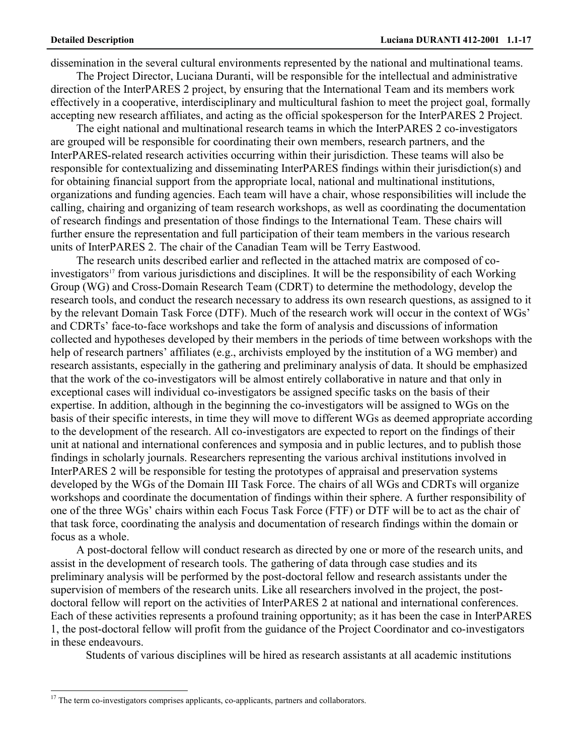dissemination in the several cultural environments represented by the national and multinational teams.

The Project Director, Luciana Duranti, will be responsible for the intellectual and administrative direction of the InterPARES 2 project, by ensuring that the International Team and its members work effectively in a cooperative, interdisciplinary and multicultural fashion to meet the project goal, formally accepting new research affiliates, and acting as the official spokesperson for the InterPARES 2 Project.

The eight national and multinational research teams in which the InterPARES 2 co-investigators are grouped will be responsible for coordinating their own members, research partners, and the InterPARES-related research activities occurring within their jurisdiction. These teams will also be responsible for contextualizing and disseminating InterPARES findings within their jurisdiction(s) and for obtaining financial support from the appropriate local, national and multinational institutions, organizations and funding agencies. Each team will have a chair, whose responsibilities will include the calling, chairing and organizing of team research workshops, as well as coordinating the documentation of research findings and presentation of those findings to the International Team. These chairs will further ensure the representation and full participation of their team members in the various research units of InterPARES 2. The chair of the Canadian Team will be Terry Eastwood.

The research units described earlier and reflected in the attached matrix are composed of co-investigators[17] from various jurisdictions and disciplines. It will be the responsibility of each Working Group (WG) and Cross-Domain Research Team (CDRT) to determine the methodology, develop the research tools, and conduct the research necessary to address its own research questions, as assigned to it by the relevant Domain Task Force (DTF). Much of the research work will occur in the context of WGs' and CDRTs' face-to-face workshops and take the form of analysis and discussions of information collected and hypotheses developed by their members in the periods of time between workshops with the help of research partners' affiliates (e.g., archivists employed by the institution of a WG member) and research assistants, especially in the gathering and preliminary analysis of data. It should be emphasized that the work of the co-investigators will be almost entirely collaborative in nature and that only in exceptional cases will individual co-investigators be assigned specific tasks on the basis of their expertise. In addition, although in the beginning the co-investigators will be assigned to WGs on the basis of their specific interests, in time they will move to different WGs as deemed appropriate according to the development of the research. All co-investigators are expected to report on the findings of their unit at national and international conferences and symposia and in public lectures, and to publish those findings in scholarly journals. Researchers representing the various archival institutions involved in InterPARES 2 will be responsible for testing the prototypes of appraisal and preservation systems developed by the WGs of the Domain III Task Force. The chairs of all WGs and CDRTs will organize workshops and coordinate the documentation of findings within their sphere. A further responsibility of one of the three WGs' chairs within each Focus Task Force (FTF) or DTF will be to act as the chair of that task force, coordinating the analysis and documentation of research findings within the domain or focus as a whole.

A post-doctoral fellow will conduct research as directed by one or more of the research units, and assist in the development of research tools. The gathering of data through case studies and its preliminary analysis will be performed by the post-doctoral fellow and research assistants under the supervision of members of the research units. Like all researchers involved in the project, the post-doctoral fellow will report on the activities of InterPARES 2 at national and international conferences. Each of these activities represents a profound training opportunity; as it has been the case in InterPARES 1, the post-doctoral fellow will profit from the guidance of the Project Coordinator and co-investigators in these endeavours.

Students of various disciplines will be hired as research assistants at all academic institutions

---

[17] The term co-investigators comprises applicants, co-applicants, partners and collaborators.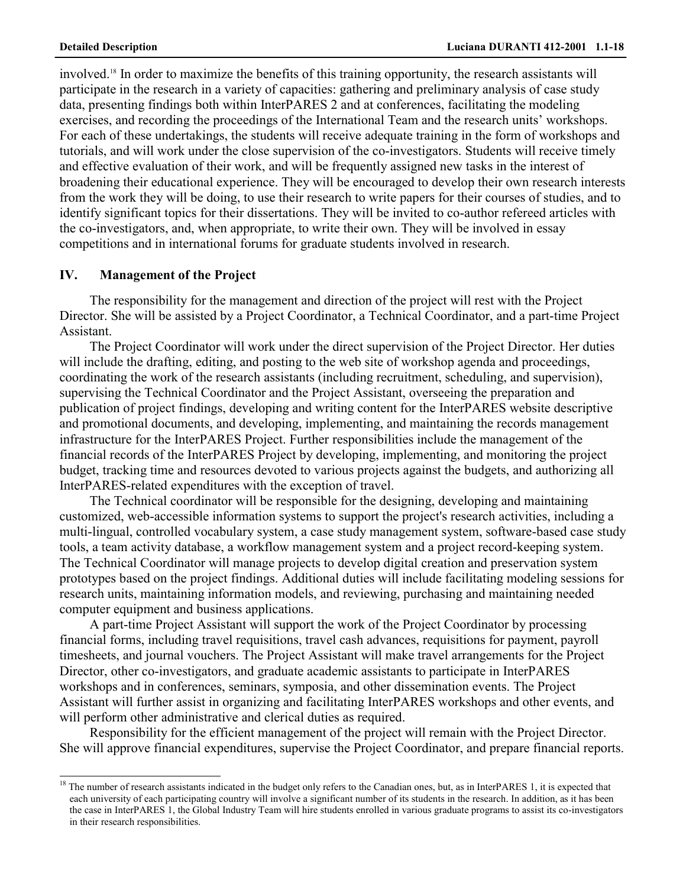involved.[18] In order to maximize the benefits of this training opportunity, the research assistants will participate in the research in a variety of capacities: gathering and preliminary analysis of case study data, presenting findings both within InterPARES 2 and at conferences, facilitating the modeling exercises, and recording the proceedings of the International Team and the research units' workshops. For each of these undertakings, the students will receive adequate training in the form of workshops and tutorials, and will work under the close supervision of the co-investigators. Students will receive timely and effective evaluation of their work, and will be frequently assigned new tasks in the interest of broadening their educational experience. They will be encouraged to develop their own research interests from the work they will be doing, to use their research to write papers for their courses of studies, and to identify significant topics for their dissertations. They will be invited to co-author refereed articles with the co-investigators, and, when appropriate, to write their own. They will be involved in essay competitions and in international forums for graduate students involved in research.

## IV. Management of the Project

The responsibility for the management and direction of the project will rest with the Project Director. She will be assisted by a Project Coordinator, a Technical Coordinator, and a part-time Project Assistant.

The Project Coordinator will work under the direct supervision of the Project Director. Her duties will include the drafting, editing, and posting to the web site of workshop agenda and proceedings, coordinating the work of the research assistants (including recruitment, scheduling, and supervision), supervising the Technical Coordinator and the Project Assistant, overseeing the preparation and publication of project findings, developing and writing content for the InterPARES website descriptive and promotional documents, and developing, implementing, and maintaining the records management infrastructure for the InterPARES Project. Further responsibilities include the management of the financial records of the InterPARES Project by developing, implementing, and monitoring the project budget, tracking time and resources devoted to various projects against the budgets, and authorizing all InterPARES-related expenditures with the exception of travel.

The Technical coordinator will be responsible for the designing, developing and maintaining customized, web-accessible information systems to support the project's research activities, including a multi-lingual, controlled vocabulary system, a case study management system, software-based case study tools, a team activity database, a workflow management system and a project record-keeping system. The Technical Coordinator will manage projects to develop digital creation and preservation system prototypes based on the project findings. Additional duties will include facilitating modeling sessions for research units, maintaining information models, and reviewing, purchasing and maintaining needed computer equipment and business applications.

A part-time Project Assistant will support the work of the Project Coordinator by processing financial forms, including travel requisitions, travel cash advances, requisitions for payment, payroll timesheets, and journal vouchers. The Project Assistant will make travel arrangements for the Project Director, other co-investigators, and graduate academic assistants to participate in InterPARES workshops and in conferences, seminars, symposia, and other dissemination events. The Project Assistant will further assist in organizing and facilitating InterPARES workshops and other events, and will perform other administrative and clerical duties as required.

Responsibility for the efficient management of the project will remain with the Project Director. She will approve financial expenditures, supervise the Project Coordinator, and prepare financial reports.

[18] The number of research assistants indicated in the budget only refers to the Canadian ones, but, as in InterPARES 1, it is expected that each university of each participating country will involve a significant number of its students in the research. In addition, as it has been the case in InterPARES 1, the Global Industry Team will hire students enrolled in various graduate programs to assist its co-investigators in their research responsibilities.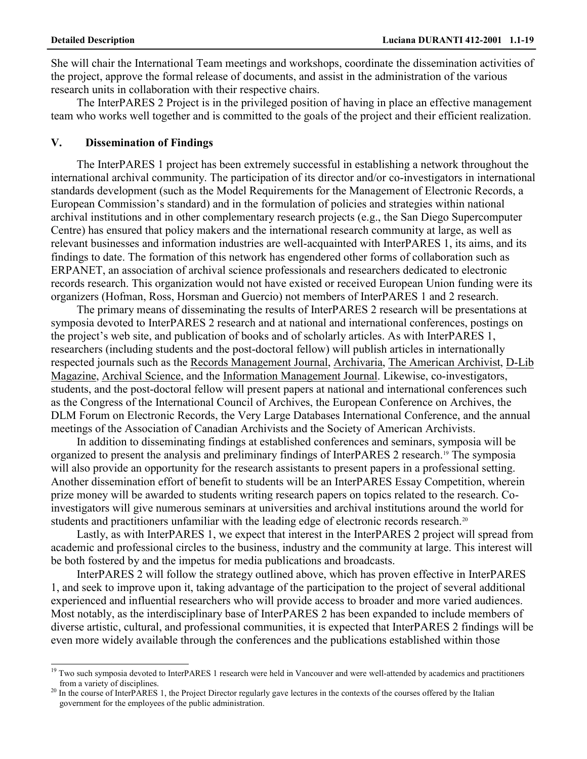She will chair the International Team meetings and workshops, coordinate the dissemination activities of the project, approve the formal release of documents, and assist in the administration of the various research units in collaboration with their respective chairs.

The InterPARES 2 Project is in the privileged position of having in place an effective management team who works well together and is committed to the goals of the project and their efficient realization.

## V. Dissemination of Findings

The InterPARES 1 project has been extremely successful in establishing a network throughout the international archival community. The participation of its director and/or co-investigators in international standards development (such as the Model Requirements for the Management of Electronic Records, a European Commission's standard) and in the formulation of policies and strategies within national archival institutions and in other complementary research projects (e.g., the San Diego Supercomputer Centre) has ensured that policy makers and the international research community at large, as well as relevant businesses and information industries are well-acquainted with InterPARES 1, its aims, and its findings to date. The formation of this network has engendered other forms of collaboration such as ERPANET, an association of archival science professionals and researchers dedicated to electronic records research. This organization would not have existed or received European Union funding were its organizers (Hofman, Ross, Horsman and Guercio) not members of InterPARES 1 and 2 research.

The primary means of disseminating the results of InterPARES 2 research will be presentations at symposia devoted to InterPARES 2 research and at national and international conferences, postings on the project's web site, and publication of books and of scholarly articles. As with InterPARES 1, researchers (including students and the post-doctoral fellow) will publish articles in internationally respected journals such as the Records Management Journal, Archivaria, The American Archivist, D-Lib Magazine, Archival Science, and the Information Management Journal. Likewise, co-investigators, students, and the post-doctoral fellow will present papers at national and international conferences such as the Congress of the International Council of Archives, the European Conference on Archives, the DLM Forum on Electronic Records, the Very Large Databases International Conference, and the annual meetings of the Association of Canadian Archivists and the Society of American Archivists.

In addition to disseminating findings at established conferences and seminars, symposia will be organized to present the analysis and preliminary findings of InterPARES 2 research.[19] The symposia will also provide an opportunity for the research assistants to present papers in a professional setting. Another dissemination effort of benefit to students will be an InterPARES Essay Competition, wherein prize money will be awarded to students writing research papers on topics related to the research. Co-investigators will give numerous seminars at universities and archival institutions around the world for students and practitioners unfamiliar with the leading edge of electronic records research.[20]

Lastly, as with InterPARES 1, we expect that interest in the InterPARES 2 project will spread from academic and professional circles to the business, industry and the community at large. This interest will be both fostered by and the impetus for media publications and broadcasts.

InterPARES 2 will follow the strategy outlined above, which has proven effective in InterPARES 1, and seek to improve upon it, taking advantage of the participation to the project of several additional experienced and influential researchers who will provide access to broader and more varied audiences. Most notably, as the interdisciplinary base of InterPARES 2 has been expanded to include members of diverse artistic, cultural, and professional communities, it is expected that InterPARES 2 findings will be even more widely available through the conferences and the publications established within those

---

[19] Two such symposia devoted to InterPARES 1 research were held in Vancouver and were well-attended by academics and practitioners from a variety of disciplines.

[20] In the course of InterPARES 1, the Project Director regularly gave lectures in the contexts of the courses offered by the Italian government for the employees of the public administration.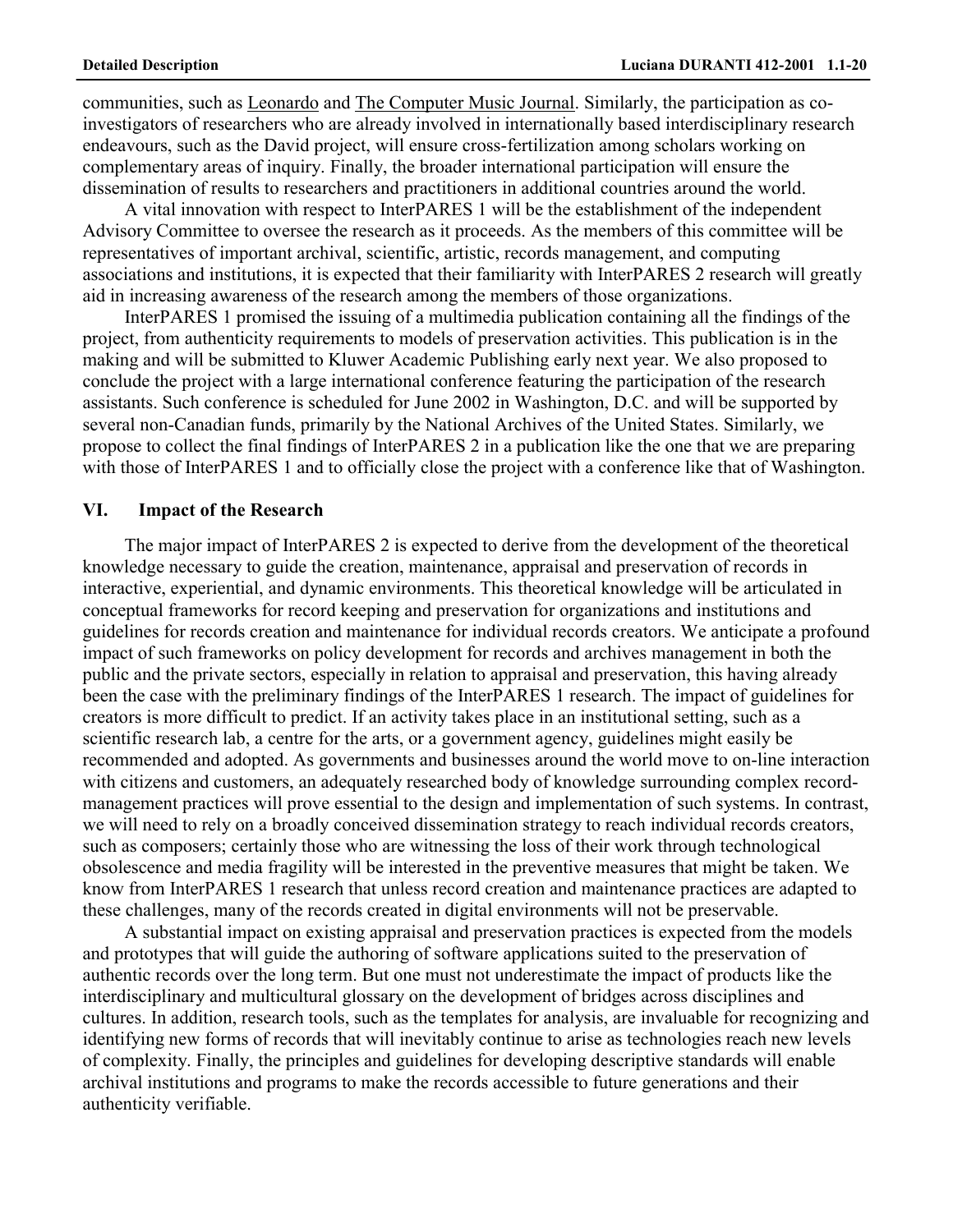communities, such as Leonardo and The Computer Music Journal. Similarly, the participation as co-investigators of researchers who are already involved in internationally based interdisciplinary research endeavours, such as the David project, will ensure cross-fertilization among scholars working on complementary areas of inquiry. Finally, the broader international participation will ensure the dissemination of results to researchers and practitioners in additional countries around the world.

A vital innovation with respect to InterPARES 1 will be the establishment of the independent Advisory Committee to oversee the research as it proceeds. As the members of this committee will be representatives of important archival, scientific, artistic, records management, and computing associations and institutions, it is expected that their familiarity with InterPARES 2 research will greatly aid in increasing awareness of the research among the members of those organizations.

InterPARES 1 promised the issuing of a multimedia publication containing all the findings of the project, from authenticity requirements to models of preservation activities. This publication is in the making and will be submitted to Kluwer Academic Publishing early next year. We also proposed to conclude the project with a large international conference featuring the participation of the research assistants. Such conference is scheduled for June 2002 in Washington, D.C. and will be supported by several non-Canadian funds, primarily by the National Archives of the United States. Similarly, we propose to collect the final findings of InterPARES 2 in a publication like the one that we are preparing with those of InterPARES 1 and to officially close the project with a conference like that of Washington.

## VI. Impact of the Research

The major impact of InterPARES 2 is expected to derive from the development of the theoretical knowledge necessary to guide the creation, maintenance, appraisal and preservation of records in interactive, experiential, and dynamic environments. This theoretical knowledge will be articulated in conceptual frameworks for record keeping and preservation for organizations and institutions and guidelines for records creation and maintenance for individual records creators. We anticipate a profound impact of such frameworks on policy development for records and archives management in both the public and the private sectors, especially in relation to appraisal and preservation, this having already been the case with the preliminary findings of the InterPARES 1 research. The impact of guidelines for creators is more difficult to predict. If an activity takes place in an institutional setting, such as a scientific research lab, a centre for the arts, or a government agency, guidelines might easily be recommended and adopted. As governments and businesses around the world move to on-line interaction with citizens and customers, an adequately researched body of knowledge surrounding complex record-management practices will prove essential to the design and implementation of such systems. In contrast, we will need to rely on a broadly conceived dissemination strategy to reach individual records creators, such as composers; certainly those who are witnessing the loss of their work through technological obsolescence and media fragility will be interested in the preventive measures that might be taken. We know from InterPARES 1 research that unless record creation and maintenance practices are adapted to these challenges, many of the records created in digital environments will not be preservable.

A substantial impact on existing appraisal and preservation practices is expected from the models and prototypes that will guide the authoring of software applications suited to the preservation of authentic records over the long term. But one must not underestimate the impact of products like the interdisciplinary and multicultural glossary on the development of bridges across disciplines and cultures. In addition, research tools, such as the templates for analysis, are invaluable for recognizing and identifying new forms of records that will inevitably continue to arise as technologies reach new levels of complexity. Finally, the principles and guidelines for developing descriptive standards will enable archival institutions and programs to make the records accessible to future generations and their authenticity verifiable.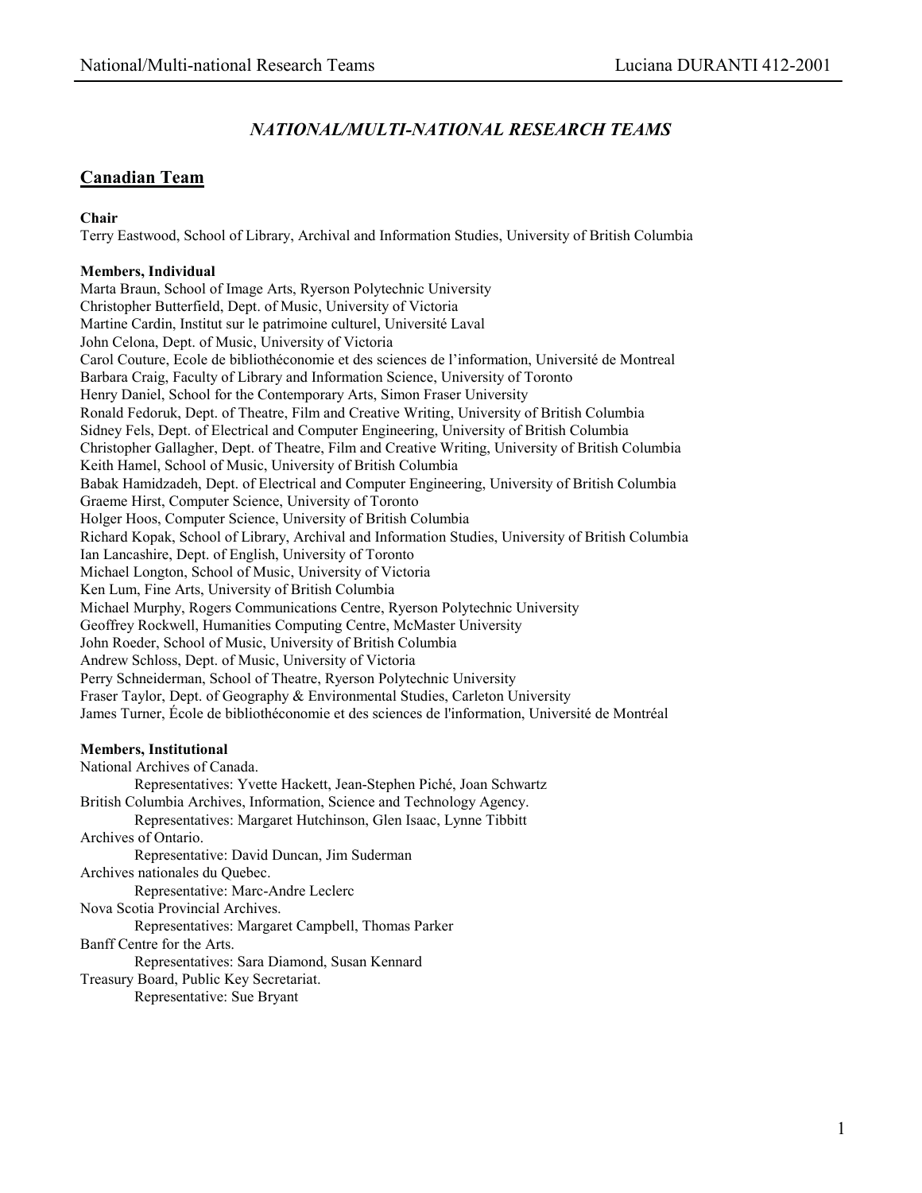# *NATIONAL/MULTI-NATIONAL RESEARCH TEAMS*

## Canadian Team

**Chair**

Terry Eastwood, School of Library, Archival and Information Studies, University of British Columbia

**Members, Individual**

Marta Braun, School of Image Arts, Ryerson Polytechnic University
Christopher Butterfield, Dept. of Music, University of Victoria
Martine Cardin, Institut sur le patrimoine culturel, Université Laval
John Celona, Dept. of Music, University of Victoria
Carol Couture, Ecole de bibliothéconomie et des sciences de l'information, Université de Montreal
Barbara Craig, Faculty of Library and Information Science, University of Toronto
Henry Daniel, School for the Contemporary Arts, Simon Fraser University
Ronald Fedoruk, Dept. of Theatre, Film and Creative Writing, University of British Columbia
Sidney Fels, Dept. of Electrical and Computer Engineering, University of British Columbia
Christopher Gallagher, Dept. of Theatre, Film and Creative Writing, University of British Columbia
Keith Hamel, School of Music, University of British Columbia
Babak Hamidzadeh, Dept. of Electrical and Computer Engineering, University of British Columbia
Graeme Hirst, Computer Science, University of Toronto
Holger Hoos, Computer Science, University of British Columbia
Richard Kopak, School of Library, Archival and Information Studies, University of British Columbia
Ian Lancashire, Dept. of English, University of Toronto
Michael Longton, School of Music, University of Victoria
Ken Lum, Fine Arts, University of British Columbia
Michael Murphy, Rogers Communications Centre, Ryerson Polytechnic University
Geoffrey Rockwell, Humanities Computing Centre, McMaster University
John Roeder, School of Music, University of British Columbia
Andrew Schloss, Dept. of Music, University of Victoria
Perry Schneiderman, School of Theatre, Ryerson Polytechnic University
Fraser Taylor, Dept. of Geography & Environmental Studies, Carleton University
James Turner, École de bibliothéconomie et des sciences de l'information, Université de Montréal

**Members, Institutional**

National Archives of Canada.
    Representatives: Yvette Hackett, Jean-Stephen Piché, Joan Schwartz
British Columbia Archives, Information, Science and Technology Agency.
    Representatives: Margaret Hutchinson, Glen Isaac, Lynne Tibbitt
Archives of Ontario.
    Representative: David Duncan, Jim Suderman
Archives nationales du Quebec.
    Representative: Marc-Andre Leclerc
Nova Scotia Provincial Archives.
    Representatives: Margaret Campbell, Thomas Parker
Banff Centre for the Arts.
    Representatives: Sara Diamond, Susan Kennard
Treasury Board, Public Key Secretariat.
    Representative: Sue Bryant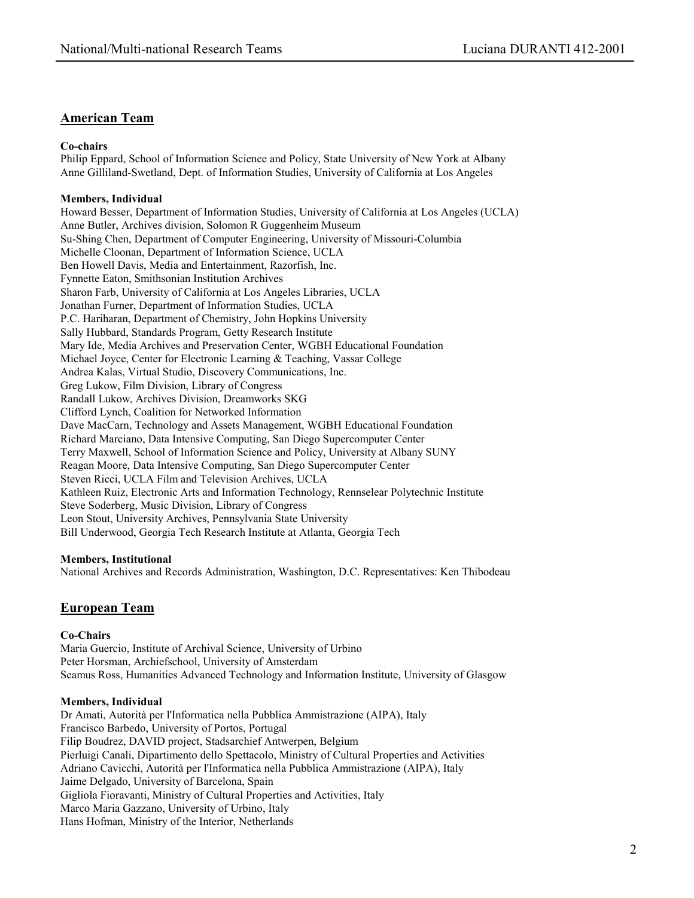## American Team

**Co-chairs**
Philip Eppard, School of Information Science and Policy, State University of New York at Albany
Anne Gilliland-Swetland, Dept. of Information Studies, University of California at Los Angeles

**Members, Individual**
Howard Besser, Department of Information Studies, University of California at Los Angeles (UCLA)
Anne Butler, Archives division, Solomon R Guggenheim Museum
Su-Shing Chen, Department of Computer Engineering, University of Missouri-Columbia
Michelle Cloonan, Department of Information Science, UCLA
Ben Howell Davis, Media and Entertainment, Razorfish, Inc.
Fynnette Eaton, Smithsonian Institution Archives
Sharon Farb, University of California at Los Angeles Libraries, UCLA
Jonathan Furner, Department of Information Studies, UCLA
P.C. Hariharan, Department of Chemistry, John Hopkins University
Sally Hubbard, Standards Program, Getty Research Institute
Mary Ide, Media Archives and Preservation Center, WGBH Educational Foundation
Michael Joyce, Center for Electronic Learning & Teaching, Vassar College
Andrea Kalas, Virtual Studio, Discovery Communications, Inc.
Greg Lukow, Film Division, Library of Congress
Randall Lukow, Archives Division, Dreamworks SKG
Clifford Lynch, Coalition for Networked Information
Dave MacCarn, Technology and Assets Management, WGBH Educational Foundation
Richard Marciano, Data Intensive Computing, San Diego Supercomputer Center
Terry Maxwell, School of Information Science and Policy, University at Albany SUNY
Reagan Moore, Data Intensive Computing, San Diego Supercomputer Center
Steven Ricci, UCLA Film and Television Archives, UCLA
Kathleen Ruiz, Electronic Arts and Information Technology, Rennselear Polytechnic Institute
Steve Soderberg, Music Division, Library of Congress
Leon Stout, University Archives, Pennsylvania State University
Bill Underwood, Georgia Tech Research Institute at Atlanta, Georgia Tech

**Members, Institutional**
National Archives and Records Administration, Washington, D.C. Representatives: Ken Thibodeau

## European Team

**Co-Chairs**
Maria Guercio, Institute of Archival Science, University of Urbino
Peter Horsman, Archiefschool, University of Amsterdam
Seamus Ross, Humanities Advanced Technology and Information Institute, University of Glasgow

**Members, Individual**
Dr Amati, Autorità per l'Informatica nella Pubblica Ammistrazione (AIPA), Italy
Francisco Barbedo, University of Portos, Portugal
Filip Boudrez, DAVID project, Stadsarchief Antwerpen, Belgium
Pierluigi Canali, Dipartimento dello Spettacolo, Ministry of Cultural Properties and Activities
Adriano Cavicchi, Autorità per l'Informatica nella Pubblica Ammistrazione (AIPA), Italy
Jaime Delgado, University of Barcelona, Spain
Gigliola Fioravanti, Ministry of Cultural Properties and Activities, Italy
Marco Maria Gazzano, University of Urbino, Italy
Hans Hofman, Ministry of the Interior, Netherlands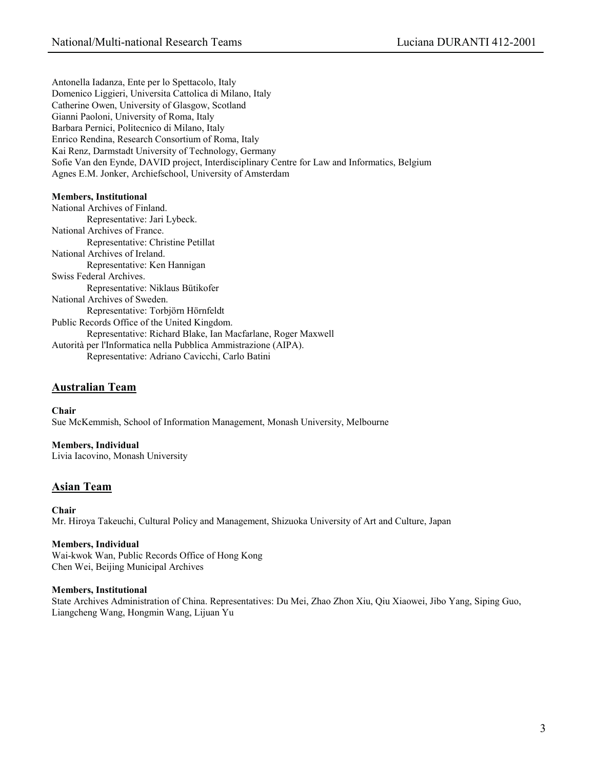Antonella Iadanza, Ente per lo Spettacolo, Italy
Domenico Liggieri, Universita Cattolica di Milano, Italy
Catherine Owen, University of Glasgow, Scotland
Gianni Paoloni, University of Roma, Italy
Barbara Pernici, Politecnico di Milano, Italy
Enrico Rendina, Research Consortium of Roma, Italy
Kai Renz, Darmstadt University of Technology, Germany
Sofie Van den Eynde, DAVID project, Interdisciplinary Centre for Law and Informatics, Belgium
Agnes E.M. Jonker, Archiefschool, University of Amsterdam

**Members, Institutional**

National Archives of Finland.
Representative: Jari Lybeck.
National Archives of France.
Representative: Christine Petillat
National Archives of Ireland.
Representative: Ken Hannigan
Swiss Federal Archives.
Representative: Niklaus Bütikofer
National Archives of Sweden.
Representative: Torbjörn Hörnfeldt
Public Records Office of the United Kingdom.
Representative: Richard Blake, Ian Macfarlane, Roger Maxwell
Autorità per l'Informatica nella Pubblica Ammistrazione (AIPA).
Representative: Adriano Cavicchi, Carlo Batini

## Australian Team

**Chair**

Sue McKemmish, School of Information Management, Monash University, Melbourne

**Members, Individual**

Livia Iacovino, Monash University

## Asian Team

**Chair**

Mr. Hiroya Takeuchi, Cultural Policy and Management, Shizuoka University of Art and Culture, Japan

**Members, Individual**

Wai-kwok Wan, Public Records Office of Hong Kong
Chen Wei, Beijing Municipal Archives

**Members, Institutional**

State Archives Administration of China. Representatives: Du Mei, Zhao Zhon Xiu, Qiu Xiaowei, Jibo Yang, Siping Guo, Liangcheng Wang, Hongmin Wang, Lijuan Yu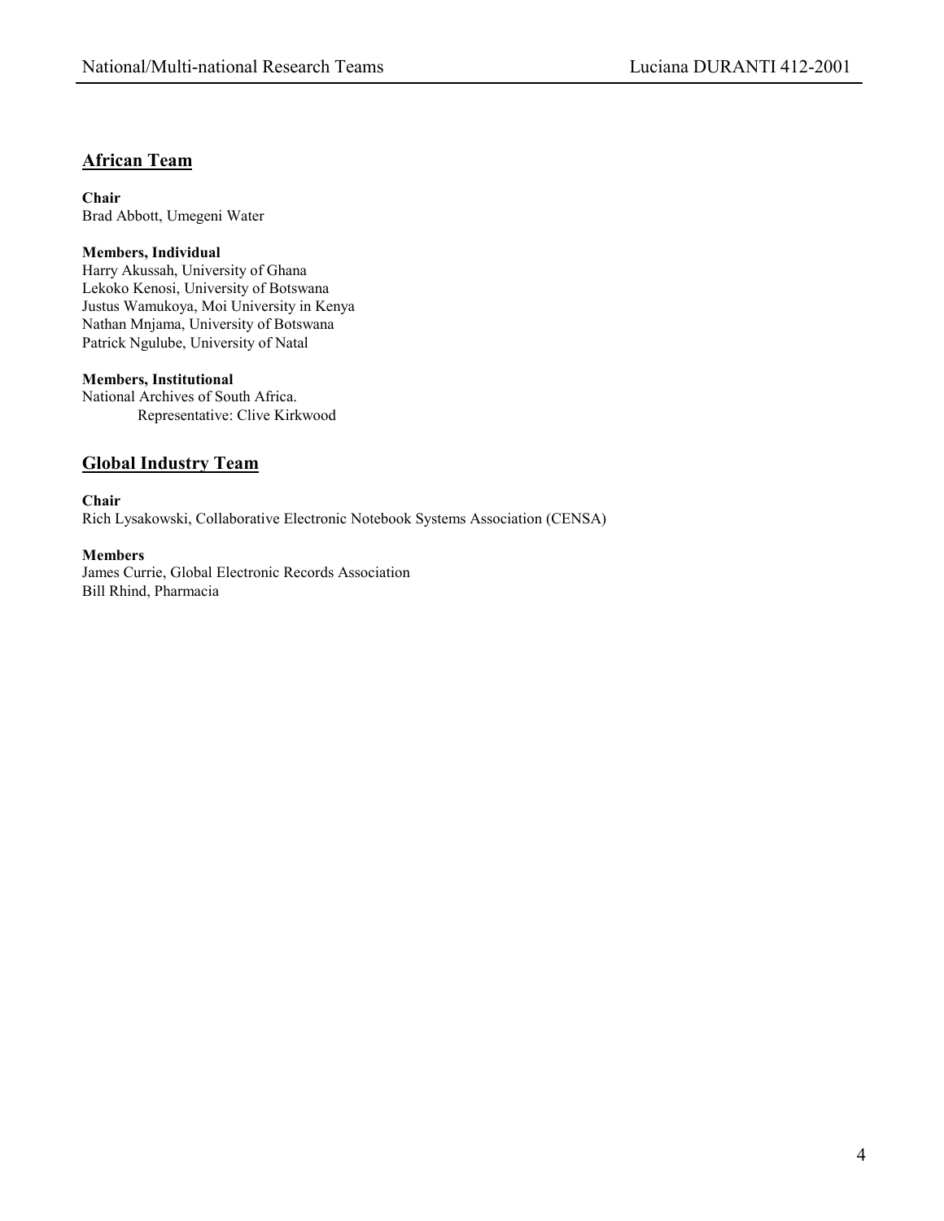## African Team

**Chair**
Brad Abbott, Umegeni Water

**Members, Individual**
Harry Akussah, University of Ghana
Lekoko Kenosi, University of Botswana
Justus Wamukoya, Moi University in Kenya
Nathan Mnjama, University of Botswana
Patrick Ngulube, University of Natal

**Members, Institutional**
National Archives of South Africa.
Representative: Clive Kirkwood

## Global Industry Team

**Chair**
Rich Lysakowski, Collaborative Electronic Notebook Systems Association (CENSA)

**Members**
James Currie, Global Electronic Records Association
Bill Rhind, Pharmacia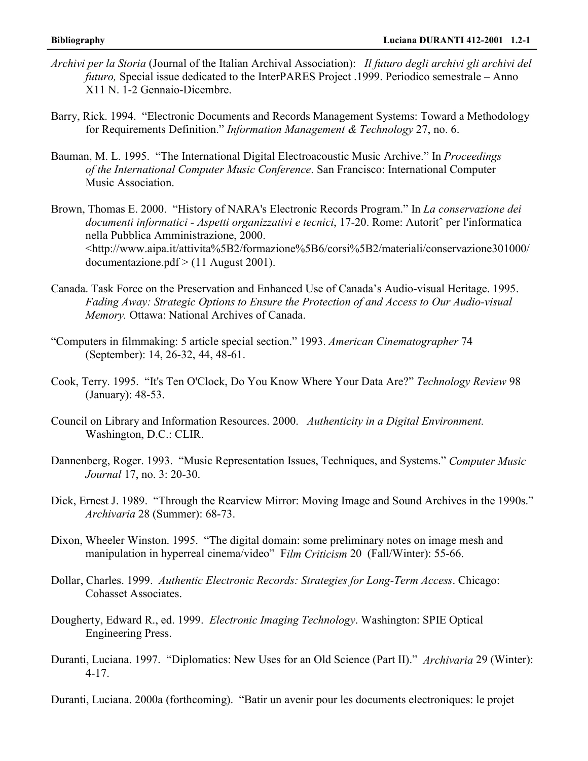*Archivi per la Storia* (Journal of the Italian Archival Association): *Il futuro degli archivi gli archivi del futuro,* Special issue dedicated to the InterPARES Project .1999. Periodico semestrale – Anno X11 N. 1-2 Gennaio-Dicembre.

Barry, Rick. 1994. "Electronic Documents and Records Management Systems: Toward a Methodology for Requirements Definition." *Information Management & Technology* 27, no. 6.

Bauman, M. L. 1995. "The International Digital Electroacoustic Music Archive." In *Proceedings of the International Computer Music Conference*. San Francisco: International Computer Music Association.

Brown, Thomas E. 2000. "History of NARA's Electronic Records Program." In *La conservazione dei documenti informatici - Aspetti organizzativi e tecnici*, 17-20. Rome: Autoritˆ per l'informatica nella Pubblica Amministrazione, 2000. <http://www.aipa.it/attivita%5B2/formazione%5B6/corsi%5B2/materiali/conservazione301000/documentazione.pdf > (11 August 2001).

Canada. Task Force on the Preservation and Enhanced Use of Canada's Audio-visual Heritage. 1995. *Fading Away: Strategic Options to Ensure the Protection of and Access to Our Audio-visual Memory.* Ottawa: National Archives of Canada.

"Computers in filmmaking: 5 article special section." 1993. *American Cinematographer* 74 (September): 14, 26-32, 44, 48-61.

Cook, Terry. 1995. "It's Ten O'Clock, Do You Know Where Your Data Are?" *Technology Review* 98 (January): 48-53.

Council on Library and Information Resources. 2000. *Authenticity in a Digital Environment.* Washington, D.C.: CLIR.

Dannenberg, Roger. 1993. "Music Representation Issues, Techniques, and Systems." *Computer Music Journal* 17, no. 3: 20-30.

Dick, Ernest J. 1989. "Through the Rearview Mirror: Moving Image and Sound Archives in the 1990s." *Archivaria* 28 (Summer): 68-73.

Dixon, Wheeler Winston. 1995. "The digital domain: some preliminary notes on image mesh and manipulation in hyperreal cinema/video" F*ilm Criticism* 20 (Fall/Winter): 55-66.

Dollar, Charles. 1999. *Authentic Electronic Records: Strategies for Long-Term Access*. Chicago: Cohasset Associates.

Dougherty, Edward R., ed. 1999. *Electronic Imaging Technology*. Washington: SPIE Optical Engineering Press.

Duranti, Luciana. 1997. "Diplomatics: New Uses for an Old Science (Part II)." *Archivaria* 29 (Winter): 4-17.

Duranti, Luciana. 2000a (forthcoming). "Batir un avenir pour les documents electroniques: le projet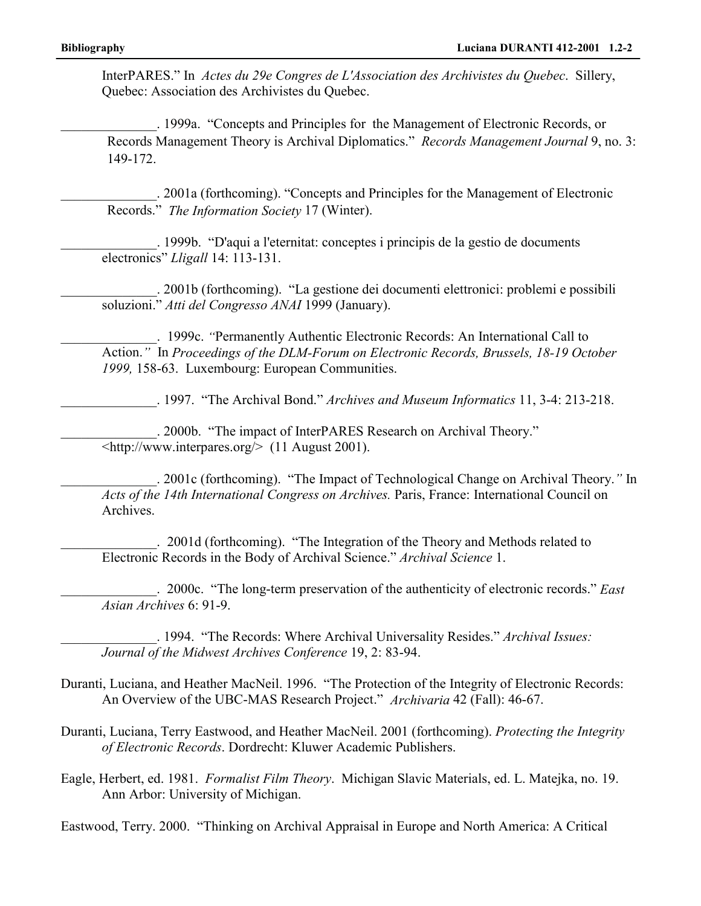InterPARES." In *Actes du 29e Congres de L'Association des Archivistes du Quebec*. Sillery, Quebec: Association des Archivistes du Quebec.

______________. 1999a. "Concepts and Principles for the Management of Electronic Records, or Records Management Theory is Archival Diplomatics." *Records Management Journal* 9, no. 3: 149-172.

______________. 2001a (forthcoming). "Concepts and Principles for the Management of Electronic Records." *The Information Society* 17 (Winter).

______________. 1999b. "D'aqui a l'eternitat: conceptes i principis de la gestio de documents electronics" *Lligall* 14: 113-131.

______________. 2001b (forthcoming). "La gestione dei documenti elettronici: problemi e possibili soluzioni." *Atti del Congresso ANAI* 1999 (January).

______________. 1999c. "Permanently Authentic Electronic Records: An International Call to Action." In *Proceedings of the DLM-Forum on Electronic Records, Brussels, 18-19 October 1999,* 158-63. Luxembourg: European Communities.

______________. 1997. "The Archival Bond." *Archives and Museum Informatics* 11, 3-4: 213-218.

______________. 2000b. "The impact of InterPARES Research on Archival Theory." <http://www.interpares.org/> (11 August 2001).

______________. 2001c (forthcoming). "The Impact of Technological Change on Archival Theory." In *Acts of the 14th International Congress on Archives.* Paris, France: International Council on Archives.

______________. 2001d (forthcoming). "The Integration of the Theory and Methods related to Electronic Records in the Body of Archival Science." *Archival Science* 1.

______________. 2000c. "The long-term preservation of the authenticity of electronic records." *East Asian Archives* 6: 91-9.

______________. 1994. "The Records: Where Archival Universality Resides." *Archival Issues: Journal of the Midwest Archives Conference* 19, 2: 83-94.

Duranti, Luciana, and Heather MacNeil. 1996. "The Protection of the Integrity of Electronic Records: An Overview of the UBC-MAS Research Project." *Archivaria* 42 (Fall): 46-67.

Duranti, Luciana, Terry Eastwood, and Heather MacNeil. 2001 (forthcoming). *Protecting the Integrity of Electronic Records*. Dordrecht: Kluwer Academic Publishers.

Eagle, Herbert, ed. 1981. *Formalist Film Theory*. Michigan Slavic Materials, ed. L. Matejka, no. 19. Ann Arbor: University of Michigan.

Eastwood, Terry. 2000. "Thinking on Archival Appraisal in Europe and North America: A Critical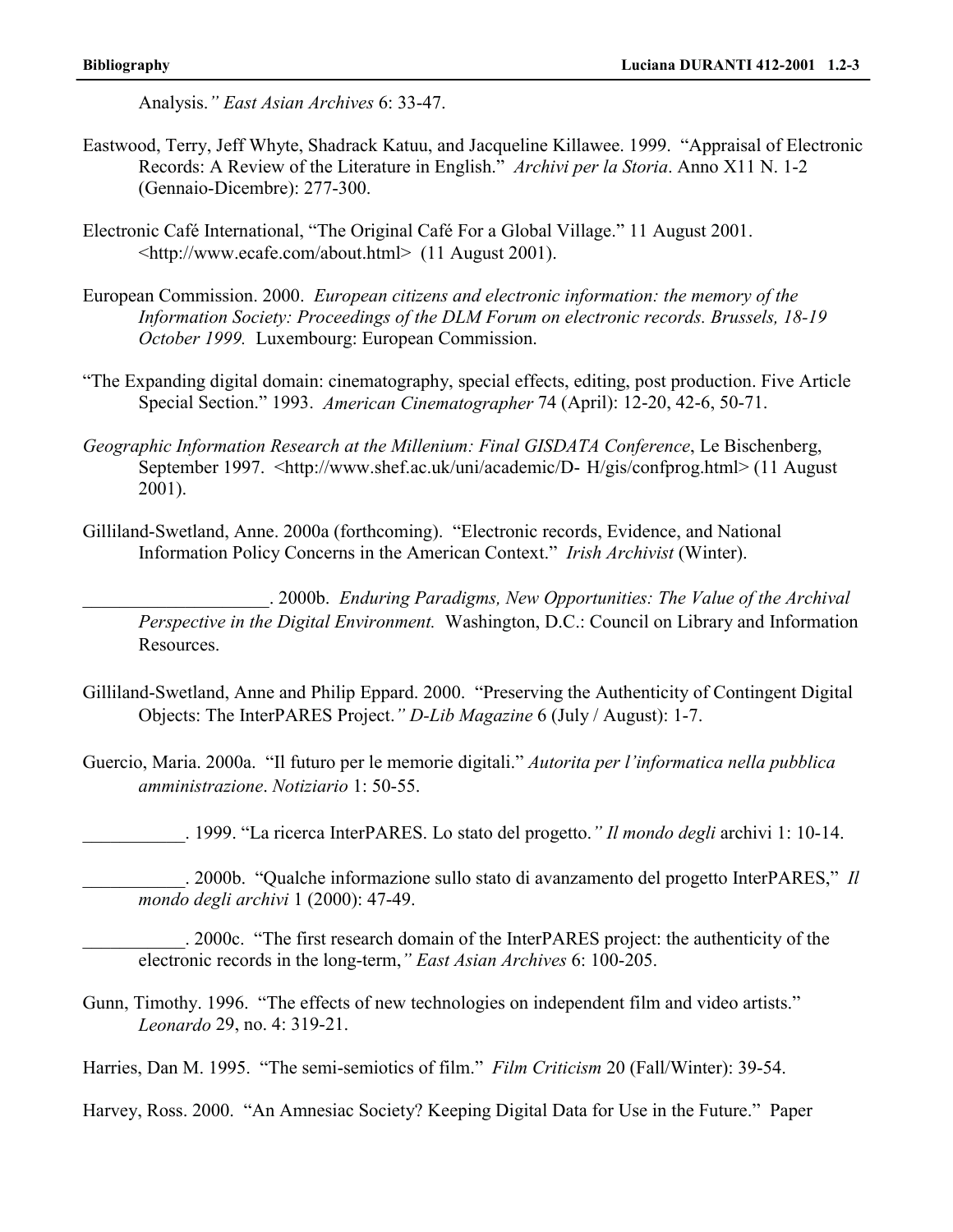Analysis.*" East Asian Archives* 6: 33-47.

Eastwood, Terry, Jeff Whyte, Shadrack Katuu, and Jacqueline Killawee. 1999. "Appraisal of Electronic Records: A Review of the Literature in English." *Archivi per la Storia*. Anno X11 N. 1-2 (Gennaio-Dicembre): 277-300.

Electronic Café International, "The Original Café For a Global Village." 11 August 2001. <http://www.ecafe.com/about.html> (11 August 2001).

European Commission. 2000. *European citizens and electronic information: the memory of the Information Society: Proceedings of the DLM Forum on electronic records. Brussels, 18-19 October 1999.* Luxembourg: European Commission.

"The Expanding digital domain: cinematography, special effects, editing, post production. Five Article Special Section." 1993. *American Cinematographer* 74 (April): 12-20, 42-6, 50-71.

*Geographic Information Research at the Millenium: Final GISDATA Conference*, Le Bischenberg, September 1997. <http://www.shef.ac.uk/uni/academic/D- H/gis/confprog.html> (11 August 2001).

Gilliland-Swetland, Anne. 2000a (forthcoming). "Electronic records, Evidence, and National Information Policy Concerns in the American Context." *Irish Archivist* (Winter).

____________________. 2000b. *Enduring Paradigms, New Opportunities: The Value of the Archival Perspective in the Digital Environment.* Washington, D.C.: Council on Library and Information Resources.

Gilliland-Swetland, Anne and Philip Eppard. 2000. "Preserving the Authenticity of Contingent Digital Objects: The InterPARES Project.*" D-Lib Magazine* 6 (July / August): 1-7.

Guercio, Maria. 2000a. "Il futuro per le memorie digitali." *Autorita per l'informatica nella pubblica amministrazione*. *Notiziario* 1: 50-55.

___________. 1999. "La ricerca InterPARES. Lo stato del progetto.*" Il mondo degli* archivi 1: 10-14.

___________. 2000b. "Qualche informazione sullo stato di avanzamento del progetto InterPARES," *Il mondo degli archivi* 1 (2000): 47-49.

___________. 2000c. "The first research domain of the InterPARES project: the authenticity of the electronic records in the long-term,*" East Asian Archives* 6: 100-205.

Gunn, Timothy. 1996. "The effects of new technologies on independent film and video artists." *Leonardo* 29, no. 4: 319-21.

Harries, Dan M. 1995. "The semi-semiotics of film." *Film Criticism* 20 (Fall/Winter): 39-54.

Harvey, Ross. 2000. "An Amnesiac Society? Keeping Digital Data for Use in the Future." Paper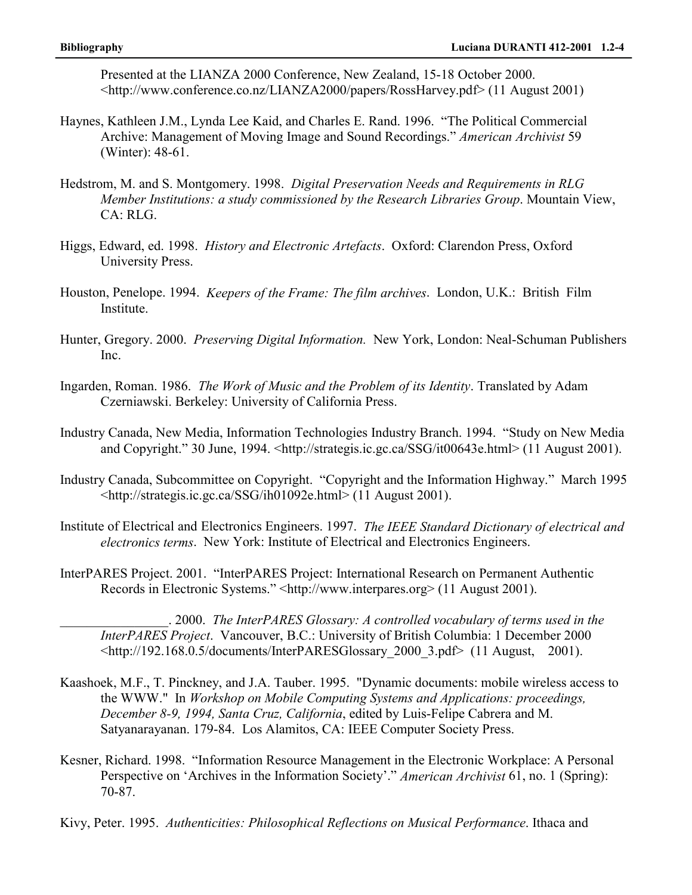Presented at the LIANZA 2000 Conference, New Zealand, 15-18 October 2000. <http://www.conference.co.nz/LIANZA2000/papers/RossHarvey.pdf> (11 August 2001)

Haynes, Kathleen J.M., Lynda Lee Kaid, and Charles E. Rand. 1996. "The Political Commercial Archive: Management of Moving Image and Sound Recordings." *American Archivist* 59 (Winter): 48-61.

Hedstrom, M. and S. Montgomery. 1998. *Digital Preservation Needs and Requirements in RLG Member Institutions: a study commissioned by the Research Libraries Group*. Mountain View, CA: RLG.

Higgs, Edward, ed. 1998. *History and Electronic Artefacts*. Oxford: Clarendon Press, Oxford University Press.

Houston, Penelope. 1994. *Keepers of the Frame: The film archives*. London, U.K.: British Film Institute.

Hunter, Gregory. 2000. *Preserving Digital Information.* New York, London: Neal-Schuman Publishers Inc.

Ingarden, Roman. 1986. *The Work of Music and the Problem of its Identity*. Translated by Adam Czerniawski. Berkeley: University of California Press.

Industry Canada, New Media, Information Technologies Industry Branch. 1994. "Study on New Media and Copyright." 30 June, 1994. <http://strategis.ic.gc.ca/SSG/it00643e.html> (11 August 2001).

Industry Canada, Subcommittee on Copyright. "Copyright and the Information Highway." March 1995 <http://strategis.ic.gc.ca/SSG/ih01092e.html> (11 August 2001).

Institute of Electrical and Electronics Engineers. 1997. *The IEEE Standard Dictionary of electrical and electronics terms*. New York: Institute of Electrical and Electronics Engineers.

InterPARES Project. 2001. "InterPARES Project: International Research on Permanent Authentic Records in Electronic Systems." <http://www.interpares.org> (11 August 2001).

________________. 2000. *The InterPARES Glossary: A controlled vocabulary of terms used in the InterPARES Project*. Vancouver, B.C.: University of British Columbia: 1 December 2000 <http://192.168.0.5/documents/InterPARESGlossary_2000_3.pdf> (11 August, 2001).

Kaashoek, M.F., T. Pinckney, and J.A. Tauber. 1995. "Dynamic documents: mobile wireless access to the WWW." In *Workshop on Mobile Computing Systems and Applications: proceedings, December 8-9, 1994, Santa Cruz, California*, edited by Luis-Felipe Cabrera and M. Satyanarayanan. 179-84. Los Alamitos, CA: IEEE Computer Society Press.

Kesner, Richard. 1998. "Information Resource Management in the Electronic Workplace: A Personal Perspective on 'Archives in the Information Society'." *American Archivist* 61, no. 1 (Spring): 70-87.

Kivy, Peter. 1995. *Authenticities: Philosophical Reflections on Musical Performance*. Ithaca and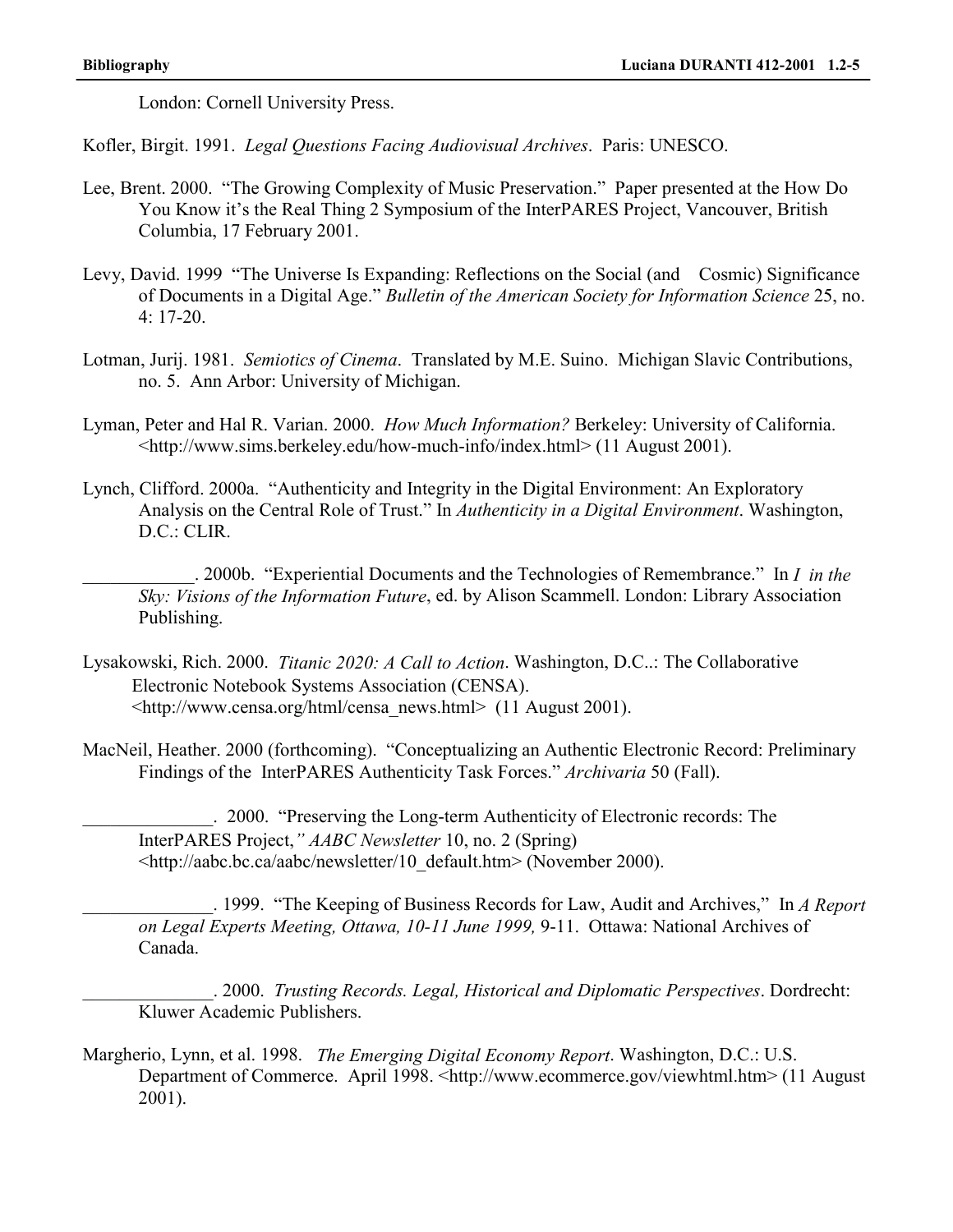London: Cornell University Press.

Kofler, Birgit. 1991. *Legal Questions Facing Audiovisual Archives*. Paris: UNESCO.

Lee, Brent. 2000. "The Growing Complexity of Music Preservation." Paper presented at the How Do You Know it's the Real Thing 2 Symposium of the InterPARES Project, Vancouver, British Columbia, 17 February 2001.

Levy, David. 1999 "The Universe Is Expanding: Reflections on the Social (and Cosmic) Significance of Documents in a Digital Age." *Bulletin of the American Society for Information Science* 25, no. 4: 17-20.

Lotman, Jurij. 1981. *Semiotics of Cinema*. Translated by M.E. Suino. Michigan Slavic Contributions, no. 5. Ann Arbor: University of Michigan.

Lyman, Peter and Hal R. Varian. 2000. *How Much Information?* Berkeley: University of California. <http://www.sims.berkeley.edu/how-much-info/index.html> (11 August 2001).

Lynch, Clifford. 2000a. "Authenticity and Integrity in the Digital Environment: An Exploratory Analysis on the Central Role of Trust." In *Authenticity in a Digital Environment*. Washington, D.C.: CLIR.

____________. 2000b. "Experiential Documents and the Technologies of Remembrance." In *I in the Sky: Visions of the Information Future*, ed. by Alison Scammell. London: Library Association Publishing.

Lysakowski, Rich. 2000. *Titanic 2020: A Call to Action*. Washington, D.C..: The Collaborative Electronic Notebook Systems Association (CENSA). <http://www.censa.org/html/censa_news.html> (11 August 2001).

MacNeil, Heather. 2000 (forthcoming). "Conceptualizing an Authentic Electronic Record: Preliminary Findings of the InterPARES Authenticity Task Forces." *Archivaria* 50 (Fall).

______________. 2000. "Preserving the Long-term Authenticity of Electronic records: The InterPARES Project," *AABC Newsletter* 10, no. 2 (Spring) <http://aabc.bc.ca/aabc/newsletter/10_default.htm> (November 2000).

______________. 1999. "The Keeping of Business Records for Law, Audit and Archives," In *A Report on Legal Experts Meeting, Ottawa, 10-11 June 1999,* 9-11. Ottawa: National Archives of Canada.

______________. 2000. *Trusting Records. Legal, Historical and Diplomatic Perspectives*. Dordrecht: Kluwer Academic Publishers.

Margherio, Lynn, et al. 1998. *The Emerging Digital Economy Report*. Washington, D.C.: U.S. Department of Commerce. April 1998. <http://www.ecommerce.gov/viewhtml.htm> (11 August 2001).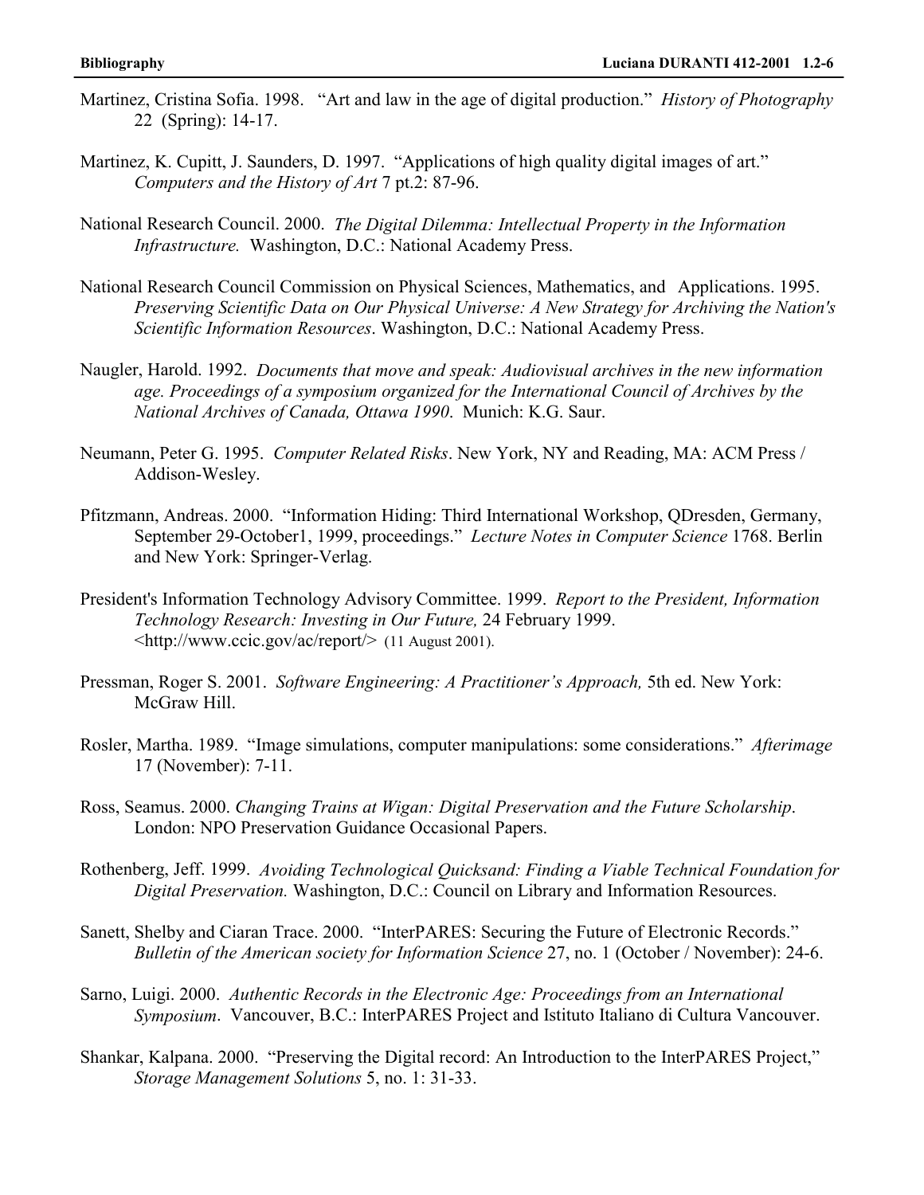Martinez, Cristina Sofia. 1998. "Art and law in the age of digital production." *History of Photography* 22 (Spring): 14-17.

Martinez, K. Cupitt, J. Saunders, D. 1997. "Applications of high quality digital images of art." *Computers and the History of Art* 7 pt.2: 87-96.

National Research Council. 2000. *The Digital Dilemma: Intellectual Property in the Information Infrastructure.* Washington, D.C.: National Academy Press.

National Research Council Commission on Physical Sciences, Mathematics, and Applications. 1995. *Preserving Scientific Data on Our Physical Universe: A New Strategy for Archiving the Nation's Scientific Information Resources*. Washington, D.C.: National Academy Press.

Naugler, Harold. 1992. *Documents that move and speak: Audiovisual archives in the new information age. Proceedings of a symposium organized for the International Council of Archives by the National Archives of Canada, Ottawa 1990*. Munich: K.G. Saur.

Neumann, Peter G. 1995. *Computer Related Risks*. New York, NY and Reading, MA: ACM Press / Addison-Wesley.

Pfitzmann, Andreas. 2000. "Information Hiding: Third International Workshop, QDresden, Germany, September 29-October1, 1999, proceedings." *Lecture Notes in Computer Science* 1768. Berlin and New York: Springer-Verlag.

President's Information Technology Advisory Committee. 1999. *Report to the President, Information Technology Research: Investing in Our Future,* 24 February 1999. <http://www.ccic.gov/ac/report/> (11 August 2001).

Pressman, Roger S. 2001. *Software Engineering: A Practitioner's Approach,* 5th ed. New York: McGraw Hill.

Rosler, Martha. 1989. "Image simulations, computer manipulations: some considerations." *Afterimage* 17 (November): 7-11.

Ross, Seamus. 2000. *Changing Trains at Wigan: Digital Preservation and the Future Scholarship*. London: NPO Preservation Guidance Occasional Papers.

Rothenberg, Jeff. 1999. *Avoiding Technological Quicksand: Finding a Viable Technical Foundation for Digital Preservation.* Washington, D.C.: Council on Library and Information Resources.

Sanett, Shelby and Ciaran Trace. 2000. "InterPARES: Securing the Future of Electronic Records." *Bulletin of the American society for Information Science* 27, no. 1 (October / November): 24-6.

Sarno, Luigi. 2000. *Authentic Records in the Electronic Age: Proceedings from an International Symposium*. Vancouver, B.C.: InterPARES Project and Istituto Italiano di Cultura Vancouver.

Shankar, Kalpana. 2000. "Preserving the Digital record: An Introduction to the InterPARES Project," *Storage Management Solutions* 5, no. 1: 31-33.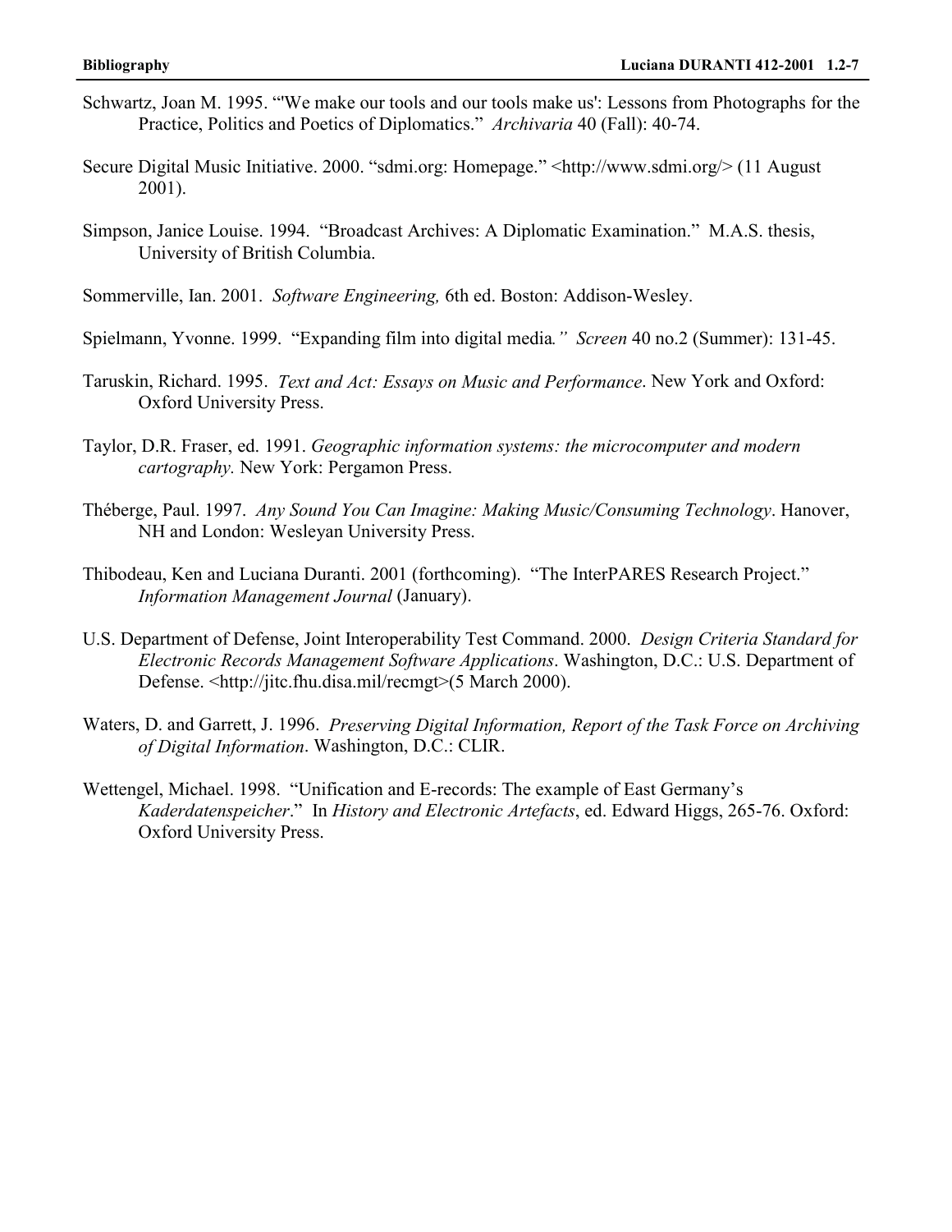Schwartz, Joan M. 1995. “'We make our tools and our tools make us': Lessons from Photographs for the Practice, Politics and Poetics of Diplomatics.” *Archivaria* 40 (Fall): 40-74.

Secure Digital Music Initiative. 2000. “sdmi.org: Homepage.” <http://www.sdmi.org/> (11 August 2001).

Simpson, Janice Louise. 1994. “Broadcast Archives: A Diplomatic Examination.” M.A.S. thesis, University of British Columbia.

Sommerville, Ian. 2001. *Software Engineering,* 6th ed. Boston: Addison-Wesley.

Spielmann, Yvonne. 1999. “Expanding film into digital media*.” Screen* 40 no.2 (Summer): 131-45.

Taruskin, Richard. 1995. *Text and Act: Essays on Music and Performance*. New York and Oxford: Oxford University Press.

Taylor, D.R. Fraser, ed. 1991. *Geographic information systems: the microcomputer and modern cartography.* New York: Pergamon Press.

Théberge, Paul. 1997. *Any Sound You Can Imagine: Making Music/Consuming Technology*. Hanover, NH and London: Wesleyan University Press.

Thibodeau, Ken and Luciana Duranti. 2001 (forthcoming). “The InterPARES Research Project.” *Information Management Journal* (January).

U.S. Department of Defense, Joint Interoperability Test Command. 2000. *Design Criteria Standard for Electronic Records Management Software Applications*. Washington, D.C.: U.S. Department of Defense. <http://jitc.fhu.disa.mil/recmgt>(5 March 2000).

Waters, D. and Garrett, J. 1996. *Preserving Digital Information, Report of the Task Force on Archiving of Digital Information*. Washington, D.C.: CLIR.

Wettengel, Michael. 1998. “Unification and E-records: The example of East Germany's *Kaderdatenspeicher*.” In *History and Electronic Artefacts*, ed. Edward Higgs, 265-76. Oxford: Oxford University Press.